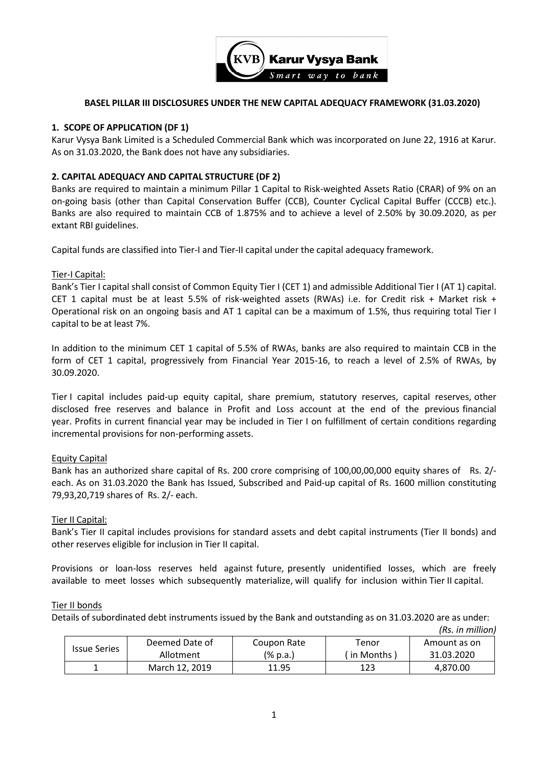**BASEL PILLAR III DISCLOSURES UNDER THE NEW CAPITAL ADEQUACY FRAMEWORK (31.03.2020)**

## 1. SCOPE OF APPLICATION (DF 1)

Karur Vysya Bank Limited is a Scheduled Commercial Bank which was incorporated on June 22, 1916 at Karur. As on 31.03.2020, the Bank does not have any subsidiaries.

## 2. CAPITAL ADEQUACY AND CAPITAL STRUCTURE (DF 2)

Banks are required to maintain a minimum Pillar 1 Capital to Risk-weighted Assets Ratio (CRAR) of 9% on an on-going basis (other than Capital Conservation Buffer (CCB), Counter Cyclical Capital Buffer (CCCB) etc.). Banks are also required to maintain CCB of 1.875% and to achieve a level of 2.50% by 30.09.2020, as per extant RBI guidelines.

Capital funds are classified into Tier-I and Tier-II capital under the capital adequacy framework.

Tier-I Capital:

Bank's Tier I capital shall consist of Common Equity Tier I (CET 1) and admissible Additional Tier I (AT 1) capital. CET 1 capital must be at least 5.5% of risk-weighted assets (RWAs) i.e. for Credit risk + Market risk + Operational risk on an ongoing basis and AT 1 capital can be a maximum of 1.5%, thus requiring total Tier I capital to be at least 7%.

In addition to the minimum CET 1 capital of 5.5% of RWAs, banks are also required to maintain CCB in the form of CET 1 capital, progressively from Financial Year 2015-16, to reach a level of 2.5% of RWAs, by 30.09.2020.

Tier I capital includes paid-up equity capital, share premium, statutory reserves, capital reserves, other disclosed free reserves and balance in Profit and Loss account at the end of the previous financial year. Profits in current financial year may be included in Tier I on fulfillment of certain conditions regarding incremental provisions for non-performing assets.

Equity Capital

Bank has an authorized share capital of Rs. 200 crore comprising of 100,00,00,000 equity shares of Rs. 2/- each. As on 31.03.2020 the Bank has Issued, Subscribed and Paid-up capital of Rs. 1600 million constituting 79,93,20,719 shares of Rs. 2/- each.

Tier II Capital:

Bank's Tier II capital includes provisions for standard assets and debt capital instruments (Tier II bonds) and other reserves eligible for inclusion in Tier II capital.

Provisions or loan-loss reserves held against future, presently unidentified losses, which are freely available to meet losses which subsequently materialize, will qualify for inclusion within Tier II capital.

Tier II bonds

Details of subordinated debt instruments issued by the Bank and outstanding as on 31.03.2020 are as under:

*(Rs. in million)*

| Issue Series | Deemed Date of Allotment | Coupon Rate (% p.a.) | Tenor ( in Months ) | Amount as on 31.03.2020 |
|---|---|---|---|---|
| 1 | March 12, 2019 | 11.95 | 123 | 4,870.00 |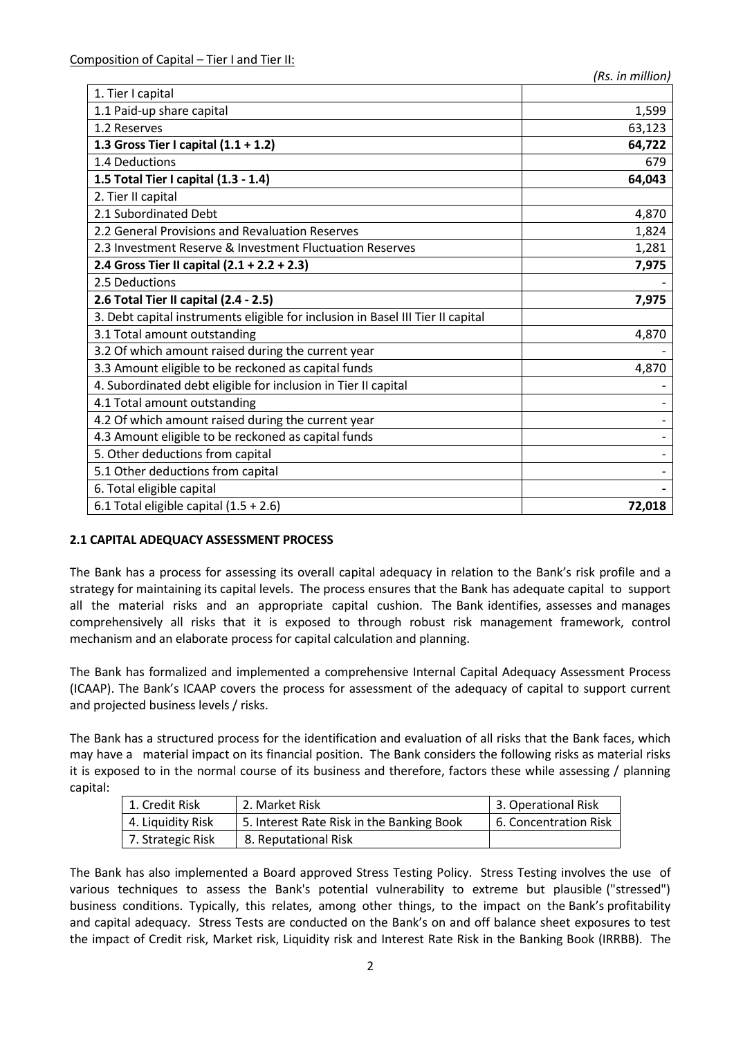Composition of Capital – Tier I and Tier II:

*(Rs. in million)*

| | |
|---|---|
| 1. Tier I capital | |
| 1.1 Paid-up share capital | 1,599 |
| 1.2 Reserves | 63,123 |
| **1.3 Gross Tier I capital (1.1 + 1.2)** | **64,722** |
| 1.4 Deductions | 679 |
| **1.5 Total Tier I capital (1.3 - 1.4)** | **64,043** |
| 2. Tier II capital | |
| 2.1 Subordinated Debt | 4,870 |
| 2.2 General Provisions and Revaluation Reserves | 1,824 |
| 2.3 Investment Reserve & Investment Fluctuation Reserves | 1,281 |
| **2.4 Gross Tier II capital (2.1 + 2.2 + 2.3)** | **7,975** |
| 2.5 Deductions | - |
| **2.6 Total Tier II capital (2.4 - 2.5)** | **7,975** |
| 3. Debt capital instruments eligible for inclusion in Basel III Tier II capital | |
| 3.1 Total amount outstanding | 4,870 |
| 3.2 Of which amount raised during the current year | - |
| 3.3 Amount eligible to be reckoned as capital funds | 4,870 |
| 4. Subordinated debt eligible for inclusion in Tier II capital | - |
| 4.1 Total amount outstanding | - |
| 4.2 Of which amount raised during the current year | - |
| 4.3 Amount eligible to be reckoned as capital funds | - |
| 5. Other deductions from capital | - |
| 5.1 Other deductions from capital | - |
| 6. Total eligible capital | **-** |
| 6.1 Total eligible capital (1.5 + 2.6) | **72,018** |

**2.1 CAPITAL ADEQUACY ASSESSMENT PROCESS**

The Bank has a process for assessing its overall capital adequacy in relation to the Bank's risk profile and a strategy for maintaining its capital levels. The process ensures that the Bank has adequate capital to support all the material risks and an appropriate capital cushion. The Bank identifies, assesses and manages comprehensively all risks that it is exposed to through robust risk management framework, control mechanism and an elaborate process for capital calculation and planning.

The Bank has formalized and implemented a comprehensive Internal Capital Adequacy Assessment Process (ICAAP). The Bank's ICAAP covers the process for assessment of the adequacy of capital to support current and projected business levels / risks.

The Bank has a structured process for the identification and evaluation of all risks that the Bank faces, which may have a material impact on its financial position. The Bank considers the following risks as material risks it is exposed to in the normal course of its business and therefore, factors these while assessing / planning capital:

| | | |
|---|---|---|
| 1. Credit Risk | 2. Market Risk | 3. Operational Risk |
| 4. Liquidity Risk | 5. Interest Rate Risk in the Banking Book | 6. Concentration Risk |
| 7. Strategic Risk | 8. Reputational Risk | |

The Bank has also implemented a Board approved Stress Testing Policy. Stress Testing involves the use of various techniques to assess the Bank's potential vulnerability to extreme but plausible ("stressed") business conditions. Typically, this relates, among other things, to the impact on the Bank's profitability and capital adequacy. Stress Tests are conducted on the Bank's on and off balance sheet exposures to test the impact of Credit risk, Market risk, Liquidity risk and Interest Rate Risk in the Banking Book (IRRBB). The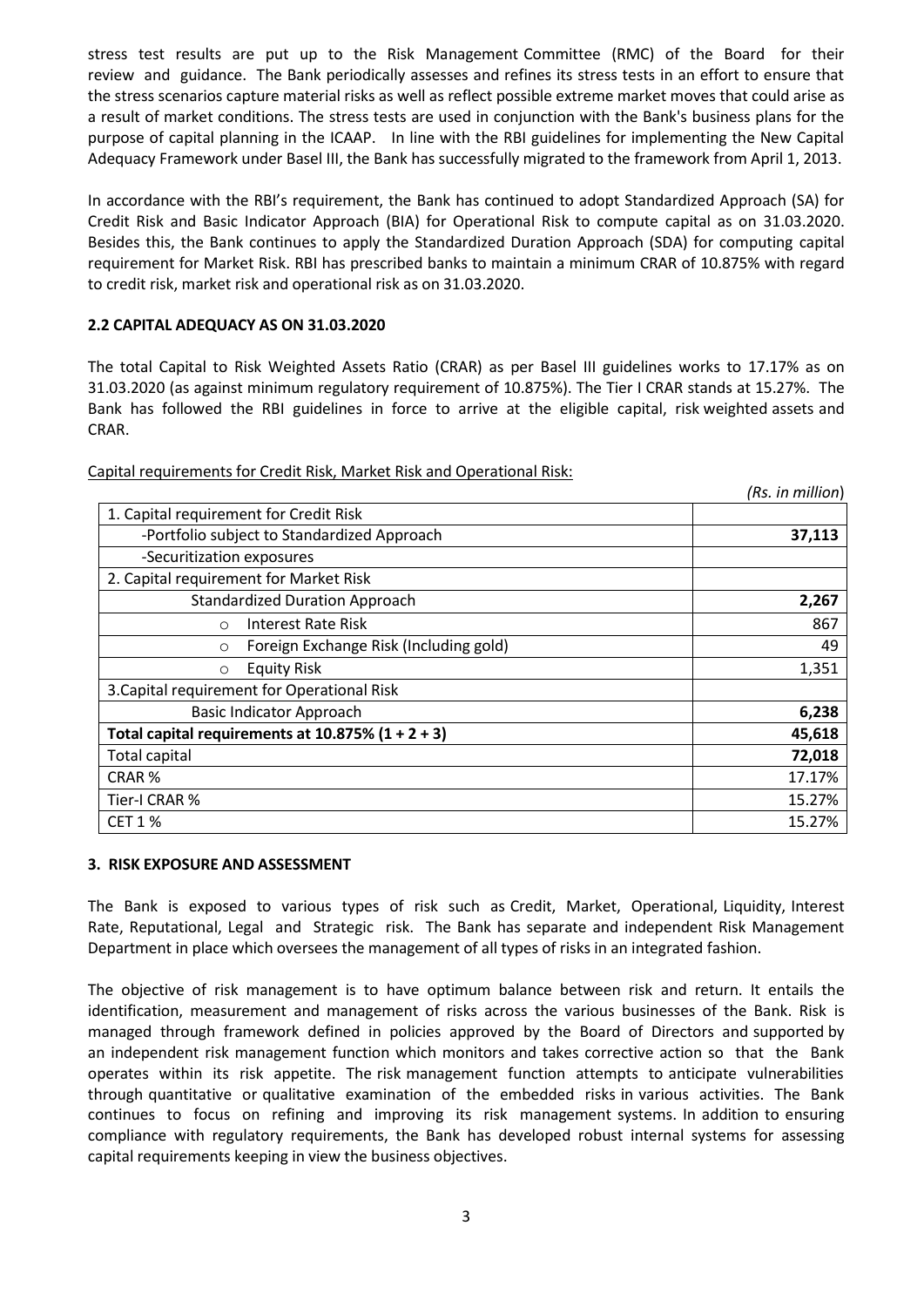stress test results are put up to the Risk Management Committee (RMC) of the Board for their review and guidance. The Bank periodically assesses and refines its stress tests in an effort to ensure that the stress scenarios capture material risks as well as reflect possible extreme market moves that could arise as a result of market conditions. The stress tests are used in conjunction with the Bank's business plans for the purpose of capital planning in the ICAAP. In line with the RBI guidelines for implementing the New Capital Adequacy Framework under Basel III, the Bank has successfully migrated to the framework from April 1, 2013.

In accordance with the RBI's requirement, the Bank has continued to adopt Standardized Approach (SA) for Credit Risk and Basic Indicator Approach (BIA) for Operational Risk to compute capital as on 31.03.2020. Besides this, the Bank continues to apply the Standardized Duration Approach (SDA) for computing capital requirement for Market Risk. RBI has prescribed banks to maintain a minimum CRAR of 10.875% with regard to credit risk, market risk and operational risk as on 31.03.2020.

### 2.2 CAPITAL ADEQUACY AS ON 31.03.2020

The total Capital to Risk Weighted Assets Ratio (CRAR) as per Basel III guidelines works to 17.17% as on 31.03.2020 (as against minimum regulatory requirement of 10.875%). The Tier I CRAR stands at 15.27%. The Bank has followed the RBI guidelines in force to arrive at the eligible capital, risk weighted assets and CRAR.

Capital requirements for Credit Risk, Market Risk and Operational Risk:

*(Rs. in million)*

| | |
|---|---|
| 1. Capital requirement for Credit Risk | |
| -Portfolio subject to Standardized Approach | **37,113** |
| -Securitization exposures | |
| 2. Capital requirement for Market Risk | |
| Standardized Duration Approach | **2,267** |
| ○ Interest Rate Risk | 867 |
| ○ Foreign Exchange Risk (Including gold) | 49 |
| ○ Equity Risk | 1,351 |
| 3.Capital requirement for Operational Risk | |
| Basic Indicator Approach | **6,238** |
| **Total capital requirements at 10.875% (1 + 2 + 3)** | **45,618** |
| Total capital | **72,018** |
| CRAR % | 17.17% |
| Tier-I CRAR % | 15.27% |
| CET 1 % | 15.27% |

### 3. RISK EXPOSURE AND ASSESSMENT

The Bank is exposed to various types of risk such as Credit, Market, Operational, Liquidity, Interest Rate, Reputational, Legal and Strategic risk. The Bank has separate and independent Risk Management Department in place which oversees the management of all types of risks in an integrated fashion.

The objective of risk management is to have optimum balance between risk and return. It entails the identification, measurement and management of risks across the various businesses of the Bank. Risk is managed through framework defined in policies approved by the Board of Directors and supported by an independent risk management function which monitors and takes corrective action so that the Bank operates within its risk appetite. The risk management function attempts to anticipate vulnerabilities through quantitative or qualitative examination of the embedded risks in various activities. The Bank continues to focus on refining and improving its risk management systems. In addition to ensuring compliance with regulatory requirements, the Bank has developed robust internal systems for assessing capital requirements keeping in view the business objectives.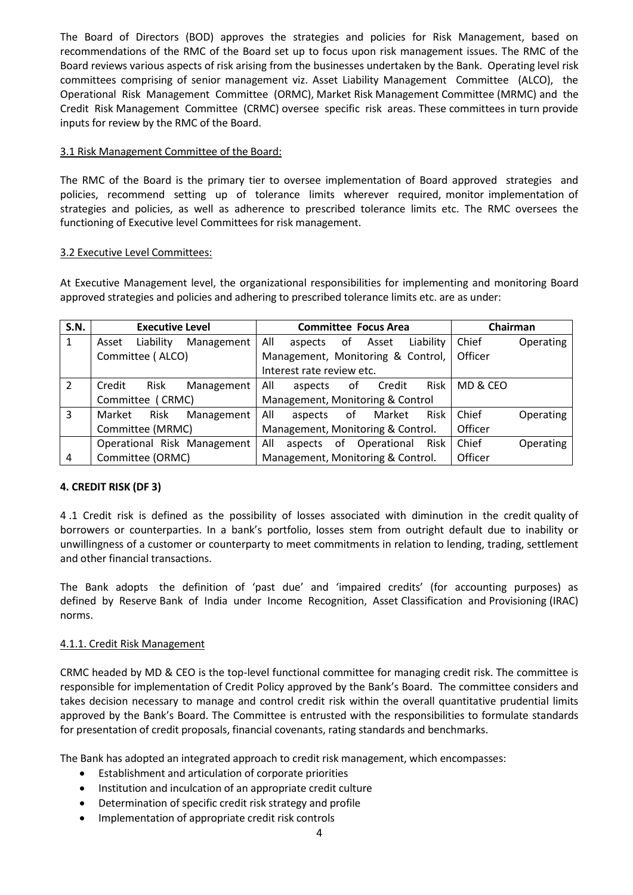The Board of Directors (BOD) approves the strategies and policies for Risk Management, based on recommendations of the RMC of the Board set up to focus upon risk management issues. The RMC of the Board reviews various aspects of risk arising from the businesses undertaken by the Bank. Operating level risk committees comprising of senior management viz. Asset Liability Management Committee (ALCO), the Operational Risk Management Committee (ORMC), Market Risk Management Committee (MRMC) and the Credit Risk Management Committee (CRMC) oversee specific risk areas. These committees in turn provide inputs for review by the RMC of the Board.

3.1 Risk Management Committee of the Board:

The RMC of the Board is the primary tier to oversee implementation of Board approved strategies and policies, recommend setting up of tolerance limits wherever required, monitor implementation of strategies and policies, as well as adherence to prescribed tolerance limits etc. The RMC oversees the functioning of Executive level Committees for risk management.

3.2 Executive Level Committees:

At Executive Management level, the organizational responsibilities for implementing and monitoring Board approved strategies and policies and adhering to prescribed tolerance limits etc. are as under:

| S.N. | Executive Level | Committee Focus Area | Chairman |
|---|---|---|---|
| 1 | Asset Liability Management Committee ( ALCO) | All aspects of Asset Liability Management, Monitoring & Control, Interest rate review etc. | Chief Operating Officer |
| 2 | Credit Risk Management Committee ( CRMC) | All aspects of Credit Risk Management, Monitoring & Control | MD & CEO |
| 3 | Market Risk Management Committee (MRMC) | All aspects of Market Risk Management, Monitoring & Control. | Chief Operating Officer |
| 4 | Operational Risk Management Committee (ORMC) | All aspects of Operational Risk Management, Monitoring & Control. | Chief Operating Officer |

## 4. CREDIT RISK (DF 3)

4 .1 Credit risk is defined as the possibility of losses associated with diminution in the credit quality of borrowers or counterparties. In a bank's portfolio, losses stem from outright default due to inability or unwillingness of a customer or counterparty to meet commitments in relation to lending, trading, settlement and other financial transactions.

The Bank adopts the definition of 'past due' and 'impaired credits' (for accounting purposes) as defined by Reserve Bank of India under Income Recognition, Asset Classification and Provisioning (IRAC) norms.

4.1.1. Credit Risk Management

CRMC headed by MD & CEO is the top-level functional committee for managing credit risk. The committee is responsible for implementation of Credit Policy approved by the Bank's Board. The committee considers and takes decision necessary to manage and control credit risk within the overall quantitative prudential limits approved by the Bank's Board. The Committee is entrusted with the responsibilities to formulate standards for presentation of credit proposals, financial covenants, rating standards and benchmarks.

The Bank has adopted an integrated approach to credit risk management, which encompasses:

- Establishment and articulation of corporate priorities
- Institution and inculcation of an appropriate credit culture
- Determination of specific credit risk strategy and profile
- Implementation of appropriate credit risk controls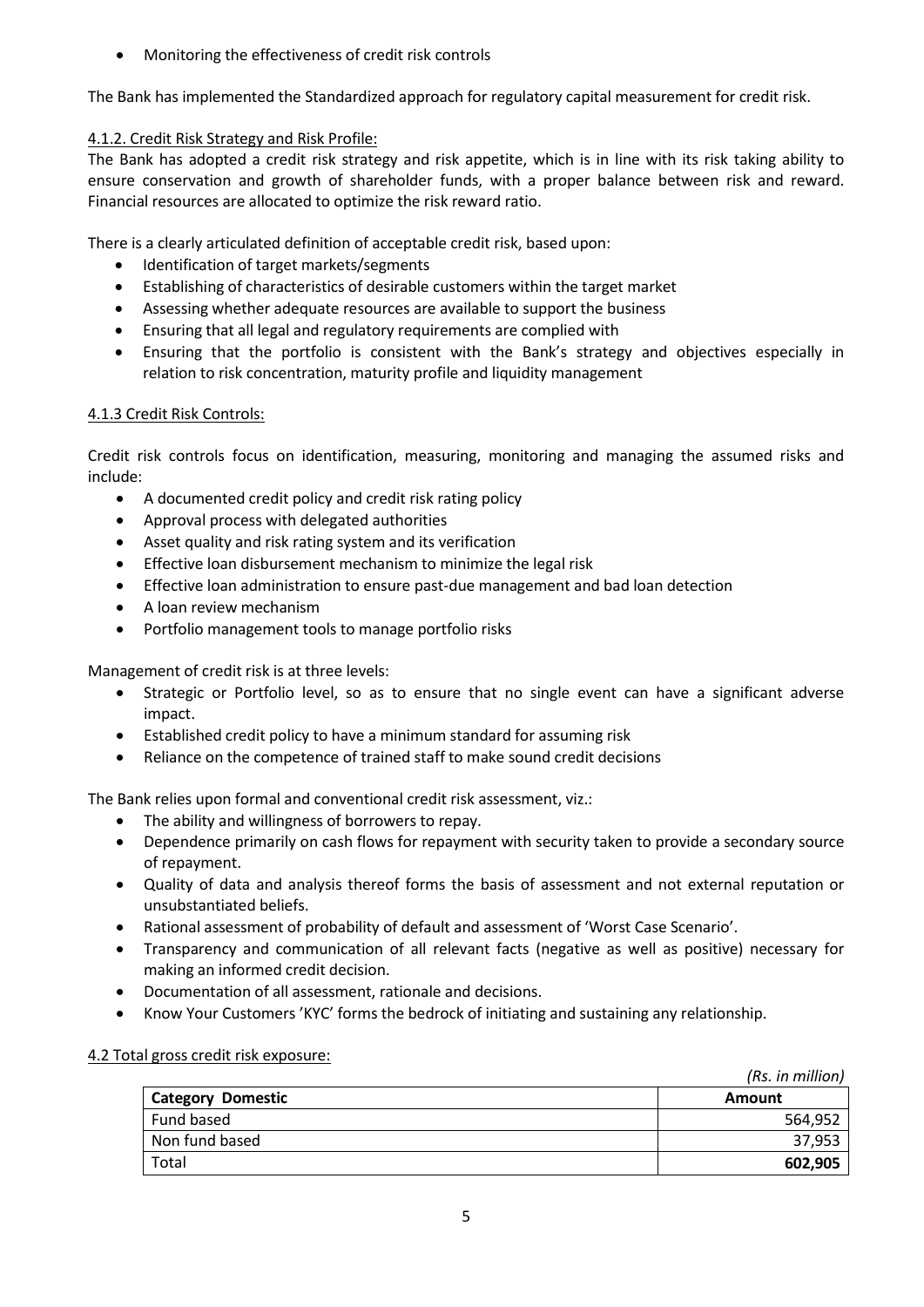- Monitoring the effectiveness of credit risk controls

The Bank has implemented the Standardized approach for regulatory capital measurement for credit risk.

### 4.1.2. Credit Risk Strategy and Risk Profile:

The Bank has adopted a credit risk strategy and risk appetite, which is in line with its risk taking ability to ensure conservation and growth of shareholder funds, with a proper balance between risk and reward. Financial resources are allocated to optimize the risk reward ratio.

There is a clearly articulated definition of acceptable credit risk, based upon:

- Identification of target markets/segments
- Establishing of characteristics of desirable customers within the target market
- Assessing whether adequate resources are available to support the business
- Ensuring that all legal and regulatory requirements are complied with
- Ensuring that the portfolio is consistent with the Bank's strategy and objectives especially in relation to risk concentration, maturity profile and liquidity management

### 4.1.3 Credit Risk Controls:

Credit risk controls focus on identification, measuring, monitoring and managing the assumed risks and include:

- A documented credit policy and credit risk rating policy
- Approval process with delegated authorities
- Asset quality and risk rating system and its verification
- Effective loan disbursement mechanism to minimize the legal risk
- Effective loan administration to ensure past-due management and bad loan detection
- A loan review mechanism
- Portfolio management tools to manage portfolio risks

Management of credit risk is at three levels:

- Strategic or Portfolio level, so as to ensure that no single event can have a significant adverse impact.
- Established credit policy to have a minimum standard for assuming risk
- Reliance on the competence of trained staff to make sound credit decisions

The Bank relies upon formal and conventional credit risk assessment, viz.:

- The ability and willingness of borrowers to repay.
- Dependence primarily on cash flows for repayment with security taken to provide a secondary source of repayment.
- Quality of data and analysis thereof forms the basis of assessment and not external reputation or unsubstantiated beliefs.
- Rational assessment of probability of default and assessment of 'Worst Case Scenario'.
- Transparency and communication of all relevant facts (negative as well as positive) necessary for making an informed credit decision.
- Documentation of all assessment, rationale and decisions.
- Know Your Customers 'KYC' forms the bedrock of initiating and sustaining any relationship.

### 4.2 Total gross credit risk exposure:

*(Rs. in million)*

| Category Domestic | Amount |
|---|---|
| Fund based | 564,952 |
| Non fund based | 37,953 |
| Total | **602,905** |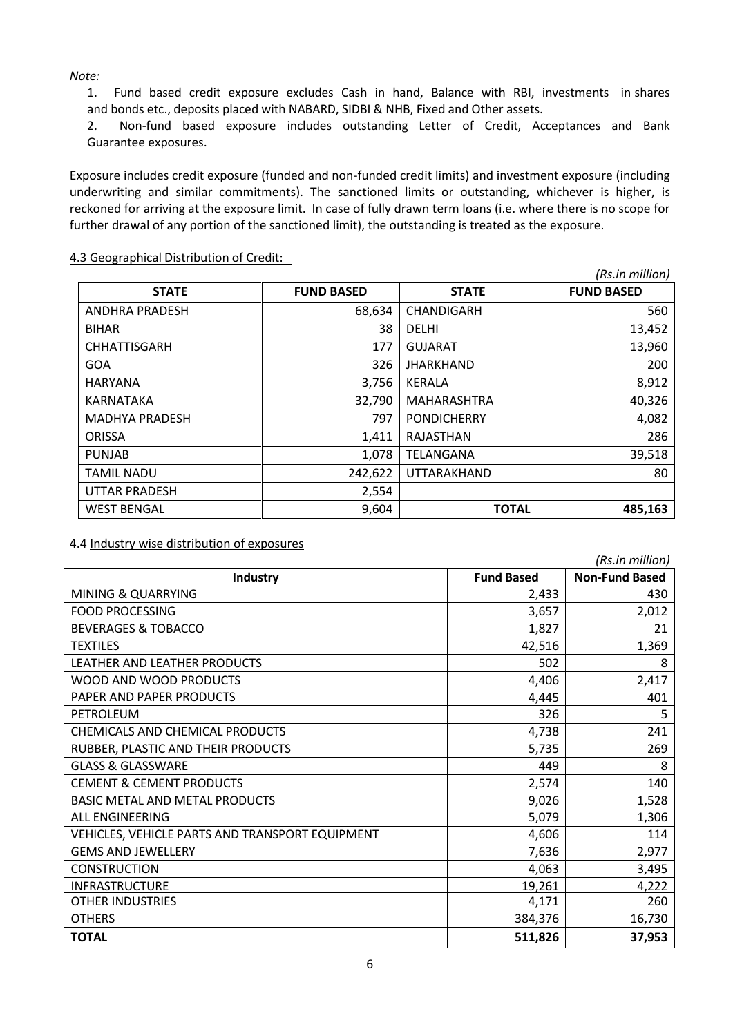*Note:*

1. Fund based credit exposure excludes Cash in hand, Balance with RBI, investments in shares and bonds etc., deposits placed with NABARD, SIDBI & NHB, Fixed and Other assets.
2. Non-fund based exposure includes outstanding Letter of Credit, Acceptances and Bank Guarantee exposures.

Exposure includes credit exposure (funded and non-funded credit limits) and investment exposure (including underwriting and similar commitments). The sanctioned limits or outstanding, whichever is higher, is reckoned for arriving at the exposure limit. In case of fully drawn term loans (i.e. where there is no scope for further drawal of any portion of the sanctioned limit), the outstanding is treated as the exposure.

4.3 Geographical Distribution of Credit:

*(Rs.in million)*

| STATE | FUND BASED | STATE | FUND BASED |
|---|---|---|---|
| ANDHRA PRADESH | 68,634 | CHANDIGARH | 560 |
| BIHAR | 38 | DELHI | 13,452 |
| CHHATTISGARH | 177 | GUJARAT | 13,960 |
| GOA | 326 | JHARKHAND | 200 |
| HARYANA | 3,756 | KERALA | 8,912 |
| KARNATAKA | 32,790 | MAHARASHTRA | 40,326 |
| MADHYA PRADESH | 797 | PONDICHERRY | 4,082 |
| ORISSA | 1,411 | RAJASTHAN | 286 |
| PUNJAB | 1,078 | TELANGANA | 39,518 |
| TAMIL NADU | 242,622 | UTTARAKHAND | 80 |
| UTTAR PRADESH | 2,554 | | |
| WEST BENGAL | 9,604 | **TOTAL** | **485,163** |

4.4 Industry wise distribution of exposures

*(Rs.in million)*

| Industry | Fund Based | Non-Fund Based |
|---|---|---|
| MINING & QUARRYING | 2,433 | 430 |
| FOOD PROCESSING | 3,657 | 2,012 |
| BEVERAGES & TOBACCO | 1,827 | 21 |
| TEXTILES | 42,516 | 1,369 |
| LEATHER AND LEATHER PRODUCTS | 502 | 8 |
| WOOD AND WOOD PRODUCTS | 4,406 | 2,417 |
| PAPER AND PAPER PRODUCTS | 4,445 | 401 |
| PETROLEUM | 326 | 5 |
| CHEMICALS AND CHEMICAL PRODUCTS | 4,738 | 241 |
| RUBBER, PLASTIC AND THEIR PRODUCTS | 5,735 | 269 |
| GLASS & GLASSWARE | 449 | 8 |
| CEMENT & CEMENT PRODUCTS | 2,574 | 140 |
| BASIC METAL AND METAL PRODUCTS | 9,026 | 1,528 |
| ALL ENGINEERING | 5,079 | 1,306 |
| VEHICLES, VEHICLE PARTS AND TRANSPORT EQUIPMENT | 4,606 | 114 |
| GEMS AND JEWELLERY | 7,636 | 2,977 |
| CONSTRUCTION | 4,063 | 3,495 |
| INFRASTRUCTURE | 19,261 | 4,222 |
| OTHER INDUSTRIES | 4,171 | 260 |
| OTHERS | 384,376 | 16,730 |
| **TOTAL** | **511,826** | **37,953** |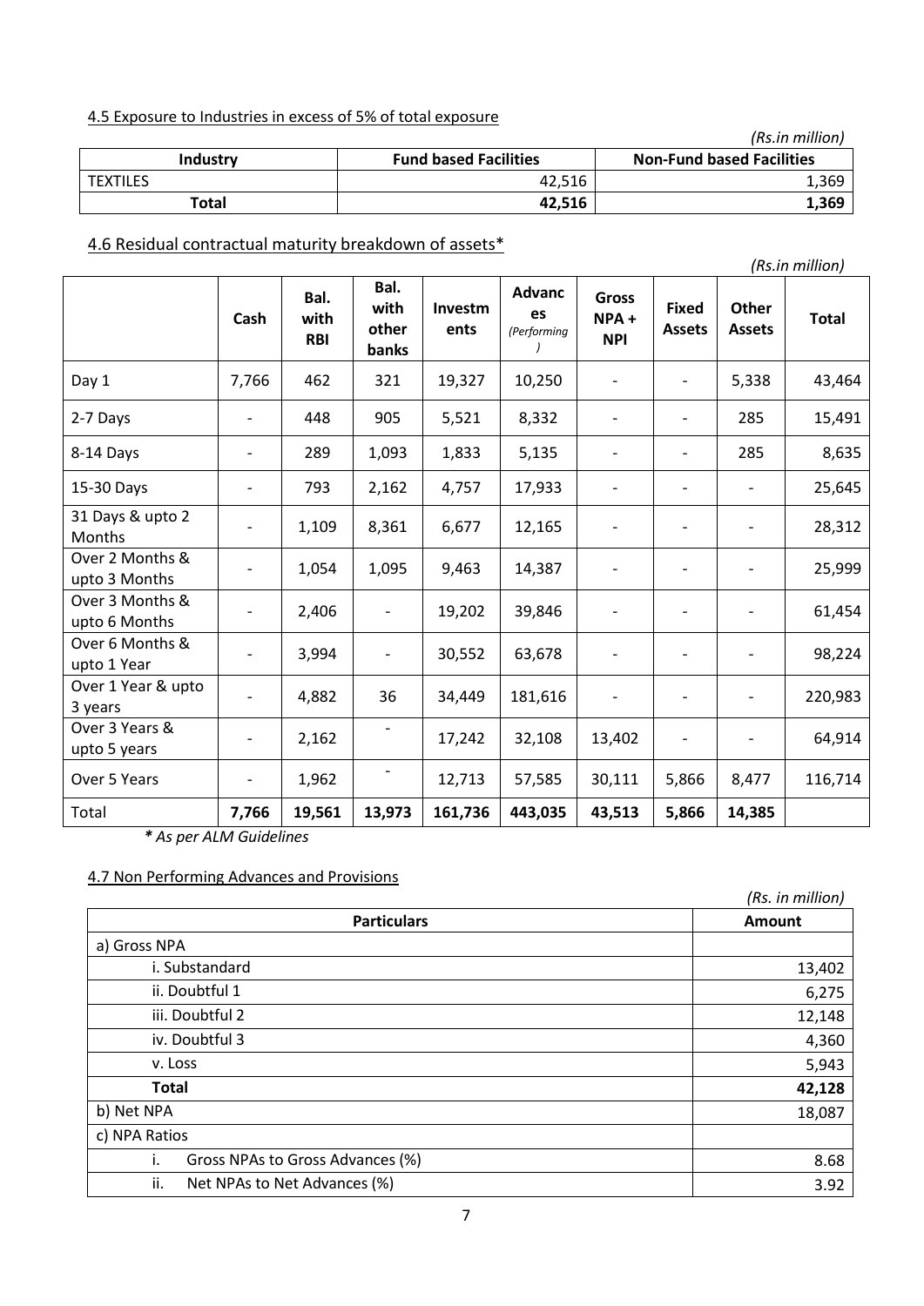### 4.5 Exposure to Industries in excess of 5% of total exposure

*(Rs.in million)*

| Industry | Fund based Facilities | Non-Fund based Facilities |
|---|---|---|
| TEXTILES | 42,516 | 1,369 |
| **Total** | **42,516** | **1,369** |

### 4.6 Residual contractual maturity breakdown of assets*

*(Rs.in million)*

| | Cash | Bal. with RBI | Bal. with other banks | Investments | Advances *(Performing)* | Gross NPA + NPI | Fixed Assets | Other Assets | Total |
|---|---|---|---|---|---|---|---|---|---|
| Day 1 | 7,766 | 462 | 321 | 19,327 | 10,250 | - | - | 5,338 | 43,464 |
| 2-7 Days | - | 448 | 905 | 5,521 | 8,332 | - | - | 285 | 15,491 |
| 8-14 Days | - | 289 | 1,093 | 1,833 | 5,135 | - | - | 285 | 8,635 |
| 15-30 Days | - | 793 | 2,162 | 4,757 | 17,933 | - | - | - | 25,645 |
| 31 Days & upto 2 Months | - | 1,109 | 8,361 | 6,677 | 12,165 | - | - | - | 28,312 |
| Over 2 Months & upto 3 Months | - | 1,054 | 1,095 | 9,463 | 14,387 | - | - | - | 25,999 |
| Over 3 Months & upto 6 Months | - | 2,406 | - | 19,202 | 39,846 | - | - | - | 61,454 |
| Over 6 Months & upto 1 Year | - | 3,994 | - | 30,552 | 63,678 | - | - | - | 98,224 |
| Over 1 Year & upto 3 years | - | 4,882 | 36 | 34,449 | 181,616 | - | - | - | 220,983 |
| Over 3 Years & upto 5 years | - | 2,162 | - | 17,242 | 32,108 | 13,402 | - | - | 64,914 |
| Over 5 Years | - | 1,962 | - | 12,713 | 57,585 | 30,111 | 5,866 | 8,477 | 116,714 |
| Total | **7,766** | **19,561** | **13,973** | **161,736** | **443,035** | **43,513** | **5,866** | **14,385** | |

***** *As per ALM Guidelines*

### 4.7 Non Performing Advances and Provisions

*(Rs. in million)*

| Particulars | Amount |
|---|---|
| a) Gross NPA | |
| i. Substandard | 13,402 |
| ii. Doubtful 1 | 6,275 |
| iii. Doubtful 2 | 12,148 |
| iv. Doubtful 3 | 4,360 |
| v. Loss | 5,943 |
| **Total** | **42,128** |
| b) Net NPA | 18,087 |
| c) NPA Ratios | |
| i. Gross NPAs to Gross Advances (%) | 8.68 |
| ii. Net NPAs to Net Advances (%) | 3.92 |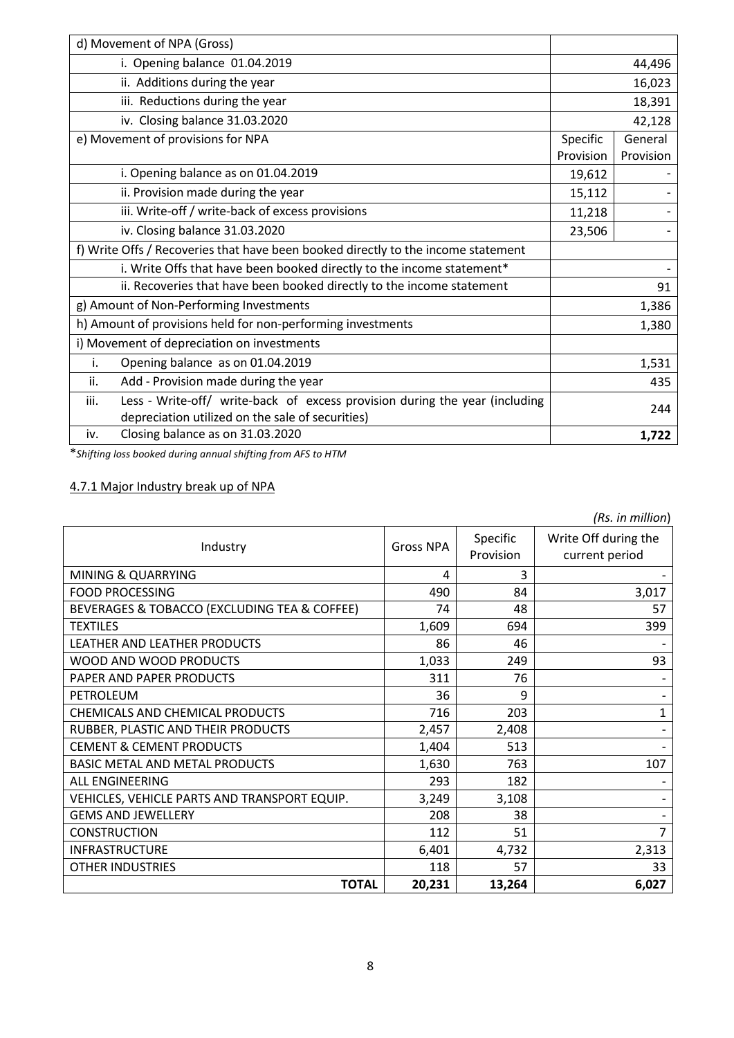| d) Movement of NPA (Gross) | | |
|---|---|---|
| i. Opening balance 01.04.2019 | | 44,496 |
| ii. Additions during the year | | 16,023 |
| iii. Reductions during the year | | 18,391 |
| iv. Closing balance 31.03.2020 | | 42,128 |
| e) Movement of provisions for NPA | Specific Provision | General Provision |
| i. Opening balance as on 01.04.2019 | 19,612 | - |
| ii. Provision made during the year | 15,112 | - |
| iii. Write-off / write-back of excess provisions | 11,218 | - |
| iv. Closing balance 31.03.2020 | 23,506 | - |
| f) Write Offs / Recoveries that have been booked directly to the income statement | | |
| i. Write Offs that have been booked directly to the income statement* | | - |
| ii. Recoveries that have been booked directly to the income statement | | 91 |
| g) Amount of Non-Performing Investments | | 1,386 |
| h) Amount of provisions held for non-performing investments | | 1,380 |
| i) Movement of depreciation on investments | | |
| i. Opening balance as on 01.04.2019 | | 1,531 |
| ii. Add - Provision made during the year | | 435 |
| iii. Less - Write-off/ write-back of excess provision during the year (including depreciation utilized on the sale of securities) | | 244 |
| iv. Closing balance as on 31.03.2020 | | **1,722** |

**Shifting loss booked during annual shifting from AFS to HTM*

## 4.7.1 Major Industry break up of NPA

*(Rs. in million)*

| Industry | Gross NPA | Specific Provision | Write Off during the current period |
|---|---|---|---|
| MINING & QUARRYING | 4 | 3 | - |
| FOOD PROCESSING | 490 | 84 | 3,017 |
| BEVERAGES & TOBACCO (EXCLUDING TEA & COFFEE) | 74 | 48 | 57 |
| TEXTILES | 1,609 | 694 | 399 |
| LEATHER AND LEATHER PRODUCTS | 86 | 46 | - |
| WOOD AND WOOD PRODUCTS | 1,033 | 249 | 93 |
| PAPER AND PAPER PRODUCTS | 311 | 76 | - |
| PETROLEUM | 36 | 9 | - |
| CHEMICALS AND CHEMICAL PRODUCTS | 716 | 203 | 1 |
| RUBBER, PLASTIC AND THEIR PRODUCTS | 2,457 | 2,408 | - |
| CEMENT & CEMENT PRODUCTS | 1,404 | 513 | - |
| BASIC METAL AND METAL PRODUCTS | 1,630 | 763 | 107 |
| ALL ENGINEERING | 293 | 182 | - |
| VEHICLES, VEHICLE PARTS AND TRANSPORT EQUIP. | 3,249 | 3,108 | - |
| GEMS AND JEWELLERY | 208 | 38 | - |
| CONSTRUCTION | 112 | 51 | 7 |
| INFRASTRUCTURE | 6,401 | 4,732 | 2,313 |
| OTHER INDUSTRIES | 118 | 57 | 33 |
| **TOTAL** | **20,231** | **13,264** | **6,027** |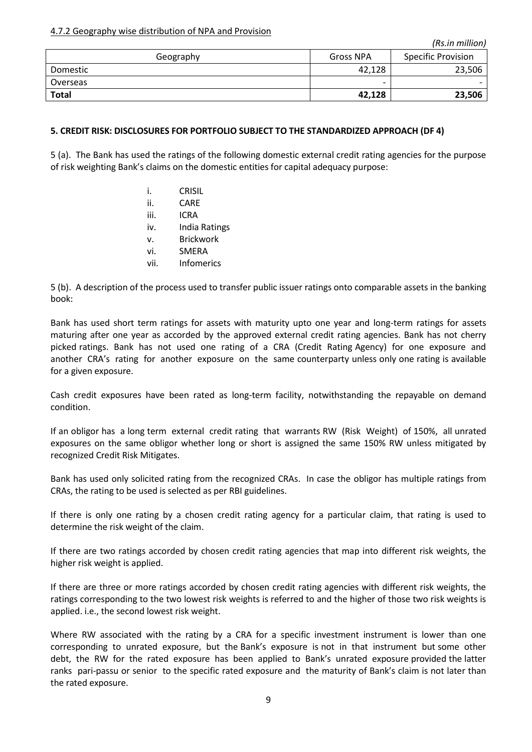4.7.2 Geography wise distribution of NPA and Provision

*(Rs.in million)*

| Geography | Gross NPA | Specific Provision |
|---|---|---|
| Domestic | 42,128 | 23,506 |
| Overseas | - | - |
| **Total** | **42,128** | **23,506** |

**5. CREDIT RISK: DISCLOSURES FOR PORTFOLIO SUBJECT TO THE STANDARDIZED APPROACH (DF 4)**

5 (a). The Bank has used the ratings of the following domestic external credit rating agencies for the purpose of risk weighting Bank's claims on the domestic entities for capital adequacy purpose:

i. CRISIL
ii. CARE
iii. ICRA
iv. India Ratings
v. Brickwork
vi. SMERA
vii. Infomerics

5 (b). A description of the process used to transfer public issuer ratings onto comparable assets in the banking book:

Bank has used short term ratings for assets with maturity upto one year and long-term ratings for assets maturing after one year as accorded by the approved external credit rating agencies. Bank has not cherry picked ratings. Bank has not used one rating of a CRA (Credit Rating Agency) for one exposure and another CRA's rating for another exposure on the same counterparty unless only one rating is available for a given exposure.

Cash credit exposures have been rated as long-term facility, notwithstanding the repayable on demand condition.

If an obligor has a long term external credit rating that warrants RW (Risk Weight) of 150%, all unrated exposures on the same obligor whether long or short is assigned the same 150% RW unless mitigated by recognized Credit Risk Mitigates.

Bank has used only solicited rating from the recognized CRAs. In case the obligor has multiple ratings from CRAs, the rating to be used is selected as per RBI guidelines.

If there is only one rating by a chosen credit rating agency for a particular claim, that rating is used to determine the risk weight of the claim.

If there are two ratings accorded by chosen credit rating agencies that map into different risk weights, the higher risk weight is applied.

If there are three or more ratings accorded by chosen credit rating agencies with different risk weights, the ratings corresponding to the two lowest risk weights is referred to and the higher of those two risk weights is applied. i.e., the second lowest risk weight.

Where RW associated with the rating by a CRA for a specific investment instrument is lower than one corresponding to unrated exposure, but the Bank's exposure is not in that instrument but some other debt, the RW for the rated exposure has been applied to Bank's unrated exposure provided the latter ranks pari-passu or senior to the specific rated exposure and the maturity of Bank's claim is not later than the rated exposure.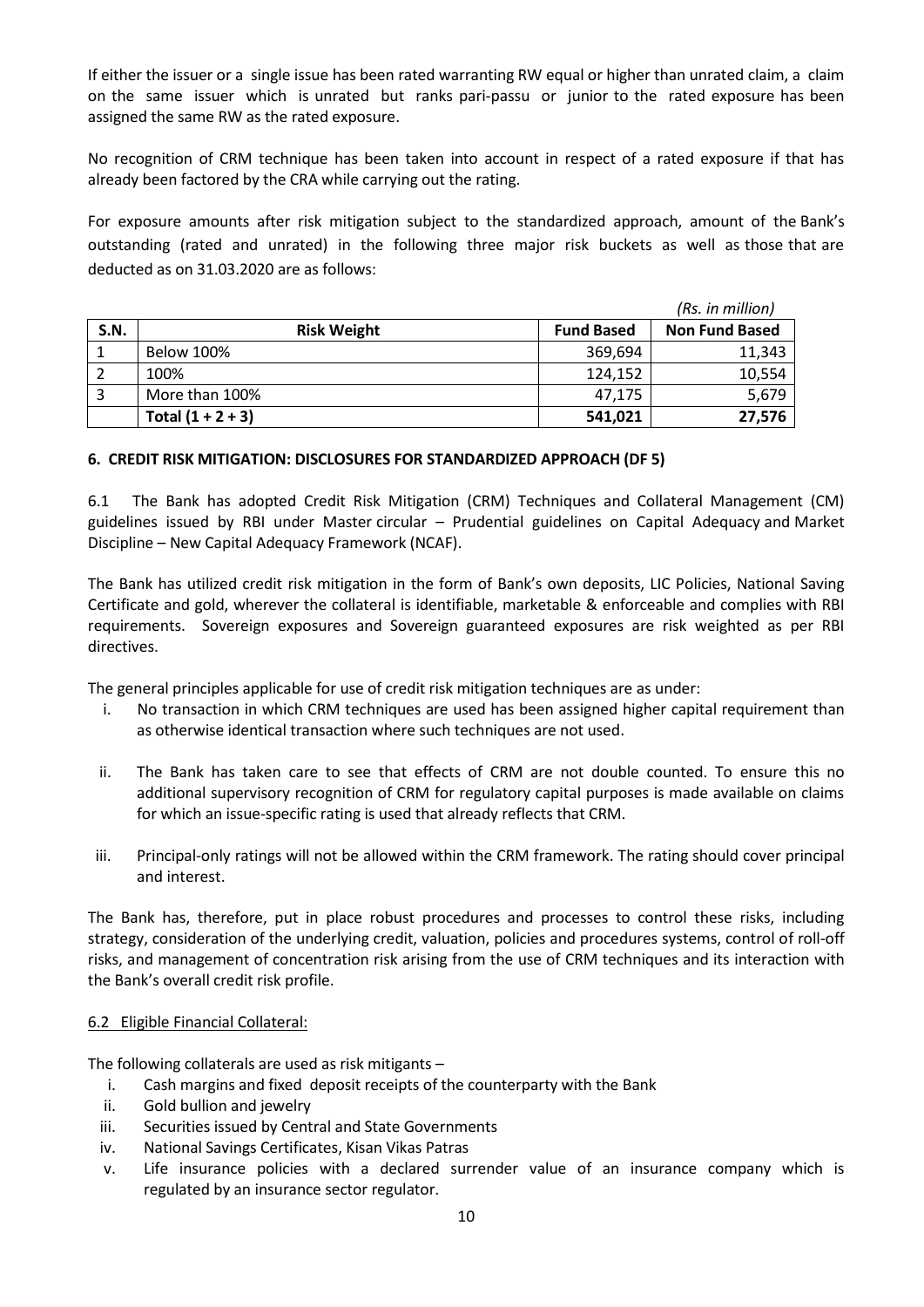If either the issuer or a single issue has been rated warranting RW equal or higher than unrated claim, a claim on the same issuer which is unrated but ranks pari-passu or junior to the rated exposure has been assigned the same RW as the rated exposure.

No recognition of CRM technique has been taken into account in respect of a rated exposure if that has already been factored by the CRA while carrying out the rating.

For exposure amounts after risk mitigation subject to the standardized approach, amount of the Bank's outstanding (rated and unrated) in the following three major risk buckets as well as those that are deducted as on 31.03.2020 are as follows:

*(Rs. in million)*

| S.N. | Risk Weight | Fund Based | Non Fund Based |
|---|---|---|---|
| 1 | Below 100% | 369,694 | 11,343 |
| 2 | 100% | 124,152 | 10,554 |
| 3 | More than 100% | 47,175 | 5,679 |
| | **Total (1 + 2 + 3)** | **541,021** | **27,576** |

## 6. CREDIT RISK MITIGATION: DISCLOSURES FOR STANDARDIZED APPROACH (DF 5)

6.1 The Bank has adopted Credit Risk Mitigation (CRM) Techniques and Collateral Management (CM) guidelines issued by RBI under Master circular – Prudential guidelines on Capital Adequacy and Market Discipline – New Capital Adequacy Framework (NCAF).

The Bank has utilized credit risk mitigation in the form of Bank's own deposits, LIC Policies, National Saving Certificate and gold, wherever the collateral is identifiable, marketable & enforceable and complies with RBI requirements. Sovereign exposures and Sovereign guaranteed exposures are risk weighted as per RBI directives.

The general principles applicable for use of credit risk mitigation techniques are as under:

i. No transaction in which CRM techniques are used has been assigned higher capital requirement than as otherwise identical transaction where such techniques are not used.

ii. The Bank has taken care to see that effects of CRM are not double counted. To ensure this no additional supervisory recognition of CRM for regulatory capital purposes is made available on claims for which an issue-specific rating is used that already reflects that CRM.

iii. Principal-only ratings will not be allowed within the CRM framework. The rating should cover principal and interest.

The Bank has, therefore, put in place robust procedures and processes to control these risks, including strategy, consideration of the underlying credit, valuation, policies and procedures systems, control of roll-off risks, and management of concentration risk arising from the use of CRM techniques and its interaction with the Bank's overall credit risk profile.

6.2 Eligible Financial Collateral:

The following collaterals are used as risk mitigants –

i. Cash margins and fixed deposit receipts of the counterparty with the Bank
ii. Gold bullion and jewelry
iii. Securities issued by Central and State Governments
iv. National Savings Certificates, Kisan Vikas Patras
v. Life insurance policies with a declared surrender value of an insurance company which is regulated by an insurance sector regulator.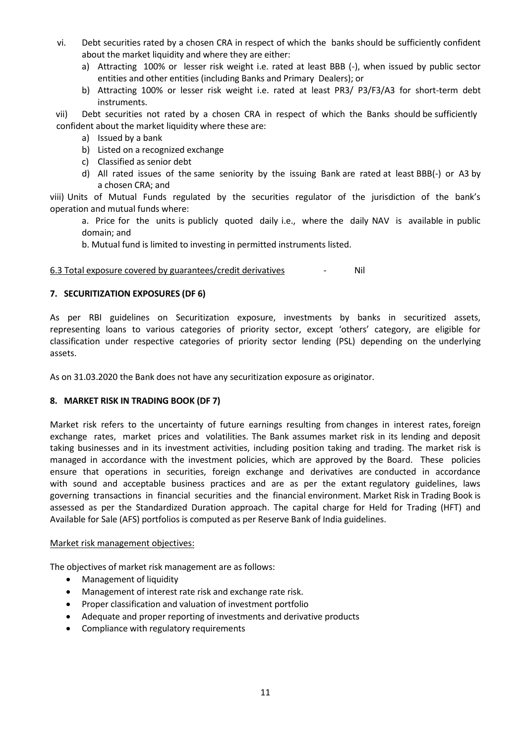vi. Debt securities rated by a chosen CRA in respect of which the banks should be sufficiently confident about the market liquidity and where they are either:

   a) Attracting 100% or lesser risk weight i.e. rated at least BBB (-), when issued by public sector entities and other entities (including Banks and Primary Dealers); or
   b) Attracting 100% or lesser risk weight i.e. rated at least PR3/ P3/F3/A3 for short-term debt instruments.

vii) Debt securities not rated by a chosen CRA in respect of which the Banks should be sufficiently confident about the market liquidity where these are:

   a) Issued by a bank
   b) Listed on a recognized exchange
   c) Classified as senior debt
   d) All rated issues of the same seniority by the issuing Bank are rated at least BBB(-) or A3 by a chosen CRA; and

viii) Units of Mutual Funds regulated by the securities regulator of the jurisdiction of the bank's operation and mutual funds where:

   a. Price for the units is publicly quoted daily i.e., where the daily NAV is available in public domain; and

   b. Mutual fund is limited to investing in permitted instruments listed.

6.3 Total exposure covered by guarantees/credit derivatives - Nil

**7. SECURITIZATION EXPOSURES (DF 6)**

As per RBI guidelines on Securitization exposure, investments by banks in securitized assets, representing loans to various categories of priority sector, except 'others' category, are eligible for classification under respective categories of priority sector lending (PSL) depending on the underlying assets.

As on 31.03.2020 the Bank does not have any securitization exposure as originator.

**8. MARKET RISK IN TRADING BOOK (DF 7)**

Market risk refers to the uncertainty of future earnings resulting from changes in interest rates, foreign exchange rates, market prices and volatilities. The Bank assumes market risk in its lending and deposit taking businesses and in its investment activities, including position taking and trading. The market risk is managed in accordance with the investment policies, which are approved by the Board. These policies ensure that operations in securities, foreign exchange and derivatives are conducted in accordance with sound and acceptable business practices and are as per the extant regulatory guidelines, laws governing transactions in financial securities and the financial environment. Market Risk in Trading Book is assessed as per the Standardized Duration approach. The capital charge for Held for Trading (HFT) and Available for Sale (AFS) portfolios is computed as per Reserve Bank of India guidelines.

Market risk management objectives:

The objectives of market risk management are as follows:

- Management of liquidity
- Management of interest rate risk and exchange rate risk.
- Proper classification and valuation of investment portfolio
- Adequate and proper reporting of investments and derivative products
- Compliance with regulatory requirements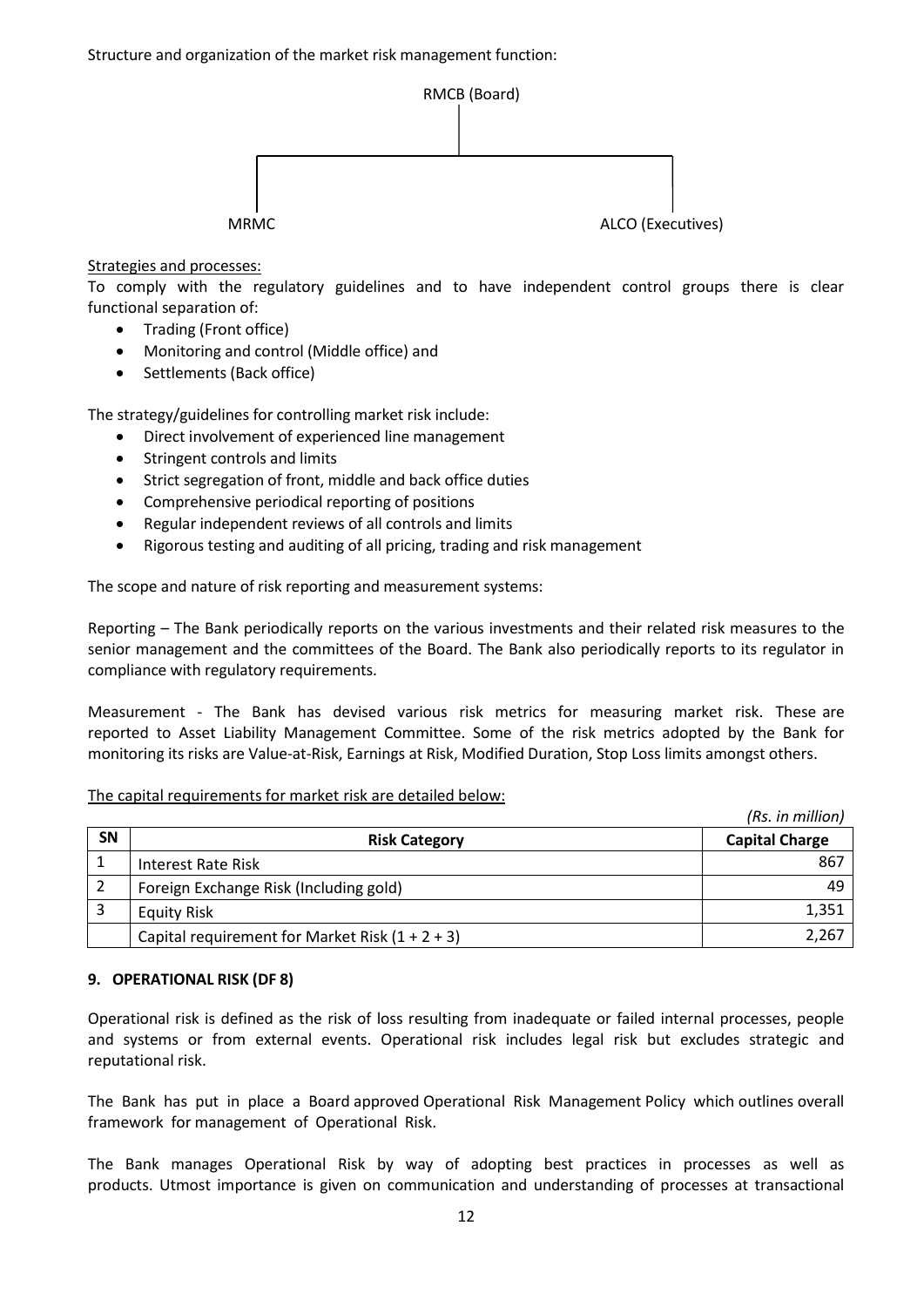Structure and organization of the market risk management function:

RMCB (Board)

MRMC

ALCO (Executives)

Strategies and processes:

To comply with the regulatory guidelines and to have independent control groups there is clear functional separation of:

- Trading (Front office)
- Monitoring and control (Middle office) and
- Settlements (Back office)

The strategy/guidelines for controlling market risk include:

- Direct involvement of experienced line management
- Stringent controls and limits
- Strict segregation of front, middle and back office duties
- Comprehensive periodical reporting of positions
- Regular independent reviews of all controls and limits
- Rigorous testing and auditing of all pricing, trading and risk management

The scope and nature of risk reporting and measurement systems:

Reporting – The Bank periodically reports on the various investments and their related risk measures to the senior management and the committees of the Board. The Bank also periodically reports to its regulator in compliance with regulatory requirements.

Measurement - The Bank has devised various risk metrics for measuring market risk. These are reported to Asset Liability Management Committee. Some of the risk metrics adopted by the Bank for monitoring its risks are Value-at-Risk, Earnings at Risk, Modified Duration, Stop Loss limits amongst others.

The capital requirements for market risk are detailed below:

*(Rs. in million)*

| SN | Risk Category | Capital Charge |
|---|---|---|
| 1 | Interest Rate Risk | 867 |
| 2 | Foreign Exchange Risk (Including gold) | 49 |
| 3 | Equity Risk | 1,351 |
| | Capital requirement for Market Risk (1 + 2 + 3) | 2,267 |

## 9. OPERATIONAL RISK (DF 8)

Operational risk is defined as the risk of loss resulting from inadequate or failed internal processes, people and systems or from external events. Operational risk includes legal risk but excludes strategic and reputational risk.

The Bank has put in place a Board approved Operational Risk Management Policy which outlines overall framework for management of Operational Risk.

The Bank manages Operational Risk by way of adopting best practices in processes as well as products. Utmost importance is given on communication and understanding of processes at transactional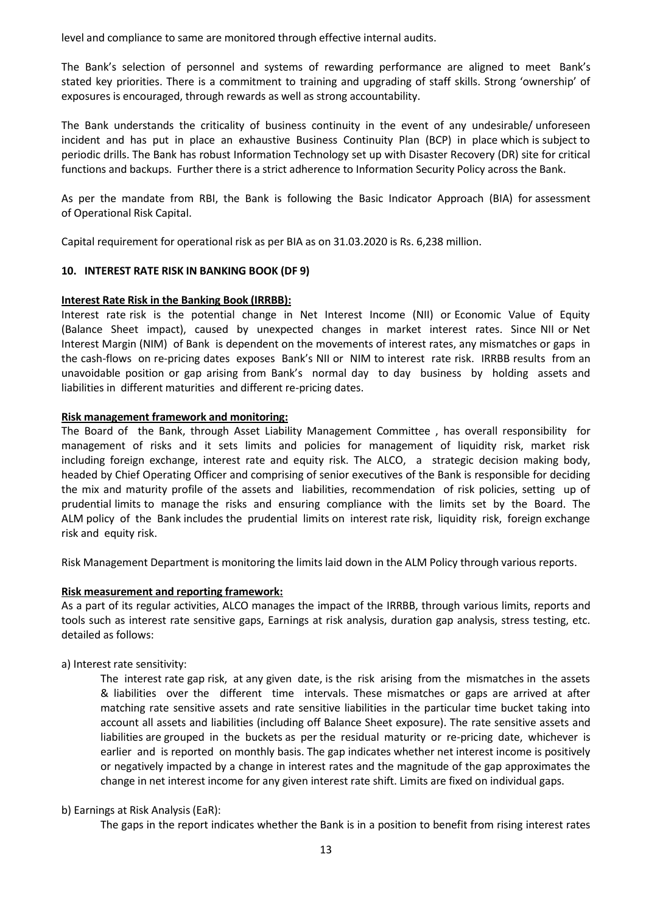level and compliance to same are monitored through effective internal audits.

The Bank's selection of personnel and systems of rewarding performance are aligned to meet Bank's stated key priorities. There is a commitment to training and upgrading of staff skills. Strong 'ownership' of exposures is encouraged, through rewards as well as strong accountability.

The Bank understands the criticality of business continuity in the event of any undesirable/ unforeseen incident and has put in place an exhaustive Business Continuity Plan (BCP) in place which is subject to periodic drills. The Bank has robust Information Technology set up with Disaster Recovery (DR) site for critical functions and backups. Further there is a strict adherence to Information Security Policy across the Bank.

As per the mandate from RBI, the Bank is following the Basic Indicator Approach (BIA) for assessment of Operational Risk Capital.

Capital requirement for operational risk as per BIA as on 31.03.2020 is Rs. 6,238 million.

## 10. INTEREST RATE RISK IN BANKING BOOK (DF 9)

**Interest Rate Risk in the Banking Book (IRRBB):**

Interest rate risk is the potential change in Net Interest Income (NII) or Economic Value of Equity (Balance Sheet impact), caused by unexpected changes in market interest rates. Since NII or Net Interest Margin (NIM) of Bank is dependent on the movements of interest rates, any mismatches or gaps in the cash-flows on re-pricing dates exposes Bank's NII or NIM to interest rate risk. IRRBB results from an unavoidable position or gap arising from Bank's normal day to day business by holding assets and liabilities in different maturities and different re-pricing dates.

**Risk management framework and monitoring:**

The Board of the Bank, through Asset Liability Management Committee , has overall responsibility for management of risks and it sets limits and policies for management of liquidity risk, market risk including foreign exchange, interest rate and equity risk. The ALCO, a strategic decision making body, headed by Chief Operating Officer and comprising of senior executives of the Bank is responsible for deciding the mix and maturity profile of the assets and liabilities, recommendation of risk policies, setting up of prudential limits to manage the risks and ensuring compliance with the limits set by the Board. The ALM policy of the Bank includes the prudential limits on interest rate risk, liquidity risk, foreign exchange risk and equity risk.

Risk Management Department is monitoring the limits laid down in the ALM Policy through various reports.

**Risk measurement and reporting framework:**

As a part of its regular activities, ALCO manages the impact of the IRRBB, through various limits, reports and tools such as interest rate sensitive gaps, Earnings at risk analysis, duration gap analysis, stress testing, etc. detailed as follows:

a) Interest rate sensitivity:

The interest rate gap risk, at any given date, is the risk arising from the mismatches in the assets & liabilities over the different time intervals. These mismatches or gaps are arrived at after matching rate sensitive assets and rate sensitive liabilities in the particular time bucket taking into account all assets and liabilities (including off Balance Sheet exposure). The rate sensitive assets and liabilities are grouped in the buckets as per the residual maturity or re-pricing date, whichever is earlier and is reported on monthly basis. The gap indicates whether net interest income is positively or negatively impacted by a change in interest rates and the magnitude of the gap approximates the change in net interest income for any given interest rate shift. Limits are fixed on individual gaps.

b) Earnings at Risk Analysis (EaR):

The gaps in the report indicates whether the Bank is in a position to benefit from rising interest rates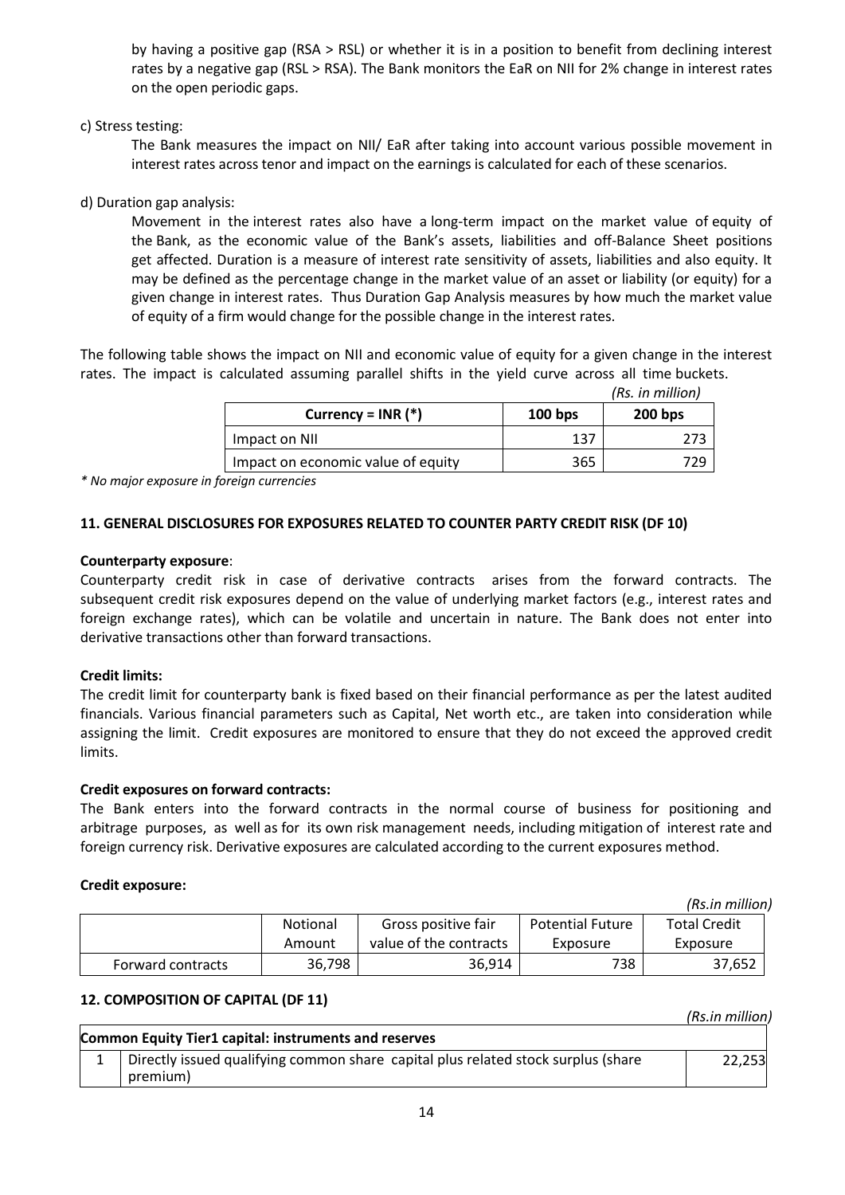by having a positive gap (RSA > RSL) or whether it is in a position to benefit from declining interest rates by a negative gap (RSL > RSA). The Bank monitors the EaR on NII for 2% change in interest rates on the open periodic gaps.

c) Stress testing:

The Bank measures the impact on NII/ EaR after taking into account various possible movement in interest rates across tenor and impact on the earnings is calculated for each of these scenarios.

d) Duration gap analysis:

Movement in the interest rates also have a long-term impact on the market value of equity of the Bank, as the economic value of the Bank's assets, liabilities and off-Balance Sheet positions get affected. Duration is a measure of interest rate sensitivity of assets, liabilities and also equity. It may be defined as the percentage change in the market value of an asset or liability (or equity) for a given change in interest rates. Thus Duration Gap Analysis measures by how much the market value of equity of a firm would change for the possible change in the interest rates.

The following table shows the impact on NII and economic value of equity for a given change in the interest rates. The impact is calculated assuming parallel shifts in the yield curve across all time buckets.

*(Rs. in million)*

| Currency = INR (*) | 100 bps | 200 bps |
|---|---|---|
| Impact on NII | 137 | 273 |
| Impact on economic value of equity | 365 | 729 |

*\* No major exposure in foreign currencies*

### 11. GENERAL DISCLOSURES FOR EXPOSURES RELATED TO COUNTER PARTY CREDIT RISK (DF 10)

**Counterparty exposure**:

Counterparty credit risk in case of derivative contracts arises from the forward contracts. The subsequent credit risk exposures depend on the value of underlying market factors (e.g., interest rates and foreign exchange rates), which can be volatile and uncertain in nature. The Bank does not enter into derivative transactions other than forward transactions.

**Credit limits:**

The credit limit for counterparty bank is fixed based on their financial performance as per the latest audited financials. Various financial parameters such as Capital, Net worth etc., are taken into consideration while assigning the limit. Credit exposures are monitored to ensure that they do not exceed the approved credit limits.

**Credit exposures on forward contracts:**

The Bank enters into the forward contracts in the normal course of business for positioning and arbitrage purposes, as well as for its own risk management needs, including mitigation of interest rate and foreign currency risk. Derivative exposures are calculated according to the current exposures method.

**Credit exposure:**

*(Rs.in million)*

| | Notional Amount | Gross positive fair value of the contracts | Potential Future Exposure | Total Credit Exposure |
|---|---|---|---|---|
| Forward contracts | 36,798 | 36,914 | 738 | 37,652 |

### 12. COMPOSITION OF CAPITAL (DF 11)

*(Rs.in million)*

| Common Equity Tier1 capital: instruments and reserves | | |
|---|---|---|
| 1 | Directly issued qualifying common share capital plus related stock surplus (share premium) | 22,253 |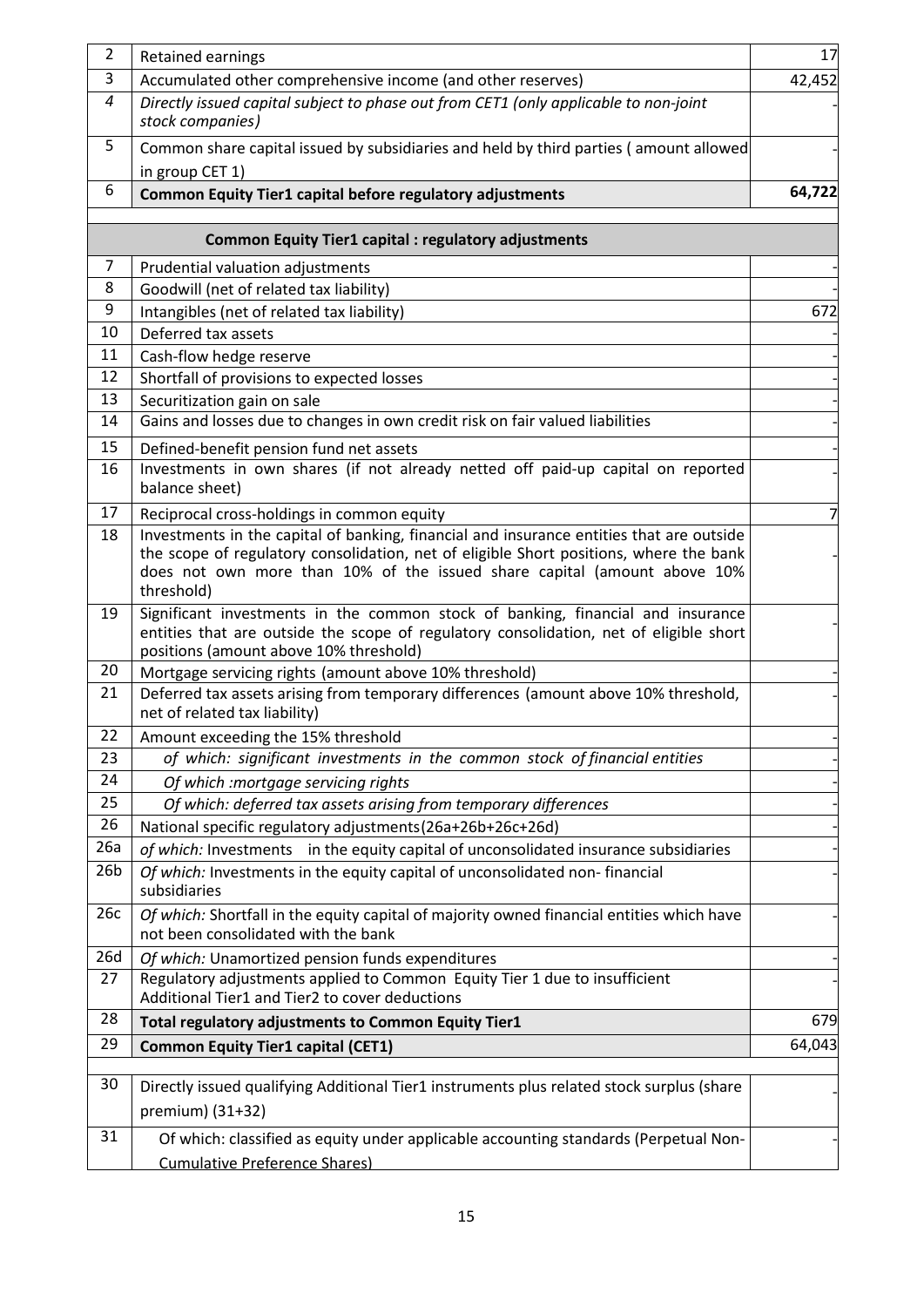| | | |
|---|---|---|
| 2 | Retained earnings | 17 |
| 3 | Accumulated other comprehensive income (and other reserves) | 42,452 |
| 4 | *Directly issued capital subject to phase out from CET1 (only applicable to non-joint stock companies)* | - |
| 5 | Common share capital issued by subsidiaries and held by third parties ( amount allowed in group CET 1) | - |
| 6 | **Common Equity Tier1 capital before regulatory adjustments** | **64,722** |
| | **Common Equity Tier1 capital : regulatory adjustments** | |
| 7 | Prudential valuation adjustments | - |
| 8 | Goodwill (net of related tax liability) | - |
| 9 | Intangibles (net of related tax liability) | 672 |
| 10 | Deferred tax assets | - |
| 11 | Cash-flow hedge reserve | - |
| 12 | Shortfall of provisions to expected losses | - |
| 13 | Securitization gain on sale | - |
| 14 | Gains and losses due to changes in own credit risk on fair valued liabilities | - |
| 15 | Defined-benefit pension fund net assets | - |
| 16 | Investments in own shares (if not already netted off paid-up capital on reported balance sheet) | - |
| 17 | Reciprocal cross-holdings in common equity | 7 |
| 18 | Investments in the capital of banking, financial and insurance entities that are outside the scope of regulatory consolidation, net of eligible Short positions, where the bank does not own more than 10% of the issued share capital (amount above 10% threshold) | - |
| 19 | Significant investments in the common stock of banking, financial and insurance entities that are outside the scope of regulatory consolidation, net of eligible short positions (amount above 10% threshold) | - |
| 20 | Mortgage servicing rights (amount above 10% threshold) | - |
| 21 | Deferred tax assets arising from temporary differences (amount above 10% threshold, net of related tax liability) | - |
| 22 | Amount exceeding the 15% threshold | - |
| 23 | *of which: significant investments in the common stock of financial entities* | - |
| 24 | *Of which :mortgage servicing rights* | - |
| 25 | *Of which: deferred tax assets arising from temporary differences* | - |
| 26 | National specific regulatory adjustments(26a+26b+26c+26d) | - |
| 26a | *of which:* Investments in the equity capital of unconsolidated insurance subsidiaries | - |
| 26b | *Of which:* Investments in the equity capital of unconsolidated non- financial subsidiaries | - |
| 26c | *Of which:* Shortfall in the equity capital of majority owned financial entities which have not been consolidated with the bank | - |
| 26d | *Of which:* Unamortized pension funds expenditures | - |
| 27 | Regulatory adjustments applied to Common Equity Tier 1 due to insufficient Additional Tier1 and Tier2 to cover deductions | - |
| 28 | **Total regulatory adjustments to Common Equity Tier1** | 679 |
| 29 | **Common Equity Tier1 capital (CET1)** | 64,043 |
| 30 | Directly issued qualifying Additional Tier1 instruments plus related stock surplus (share premium) (31+32) | - |
| 31 | Of which: classified as equity under applicable accounting standards (Perpetual Non-Cumulative Preference Shares) | - |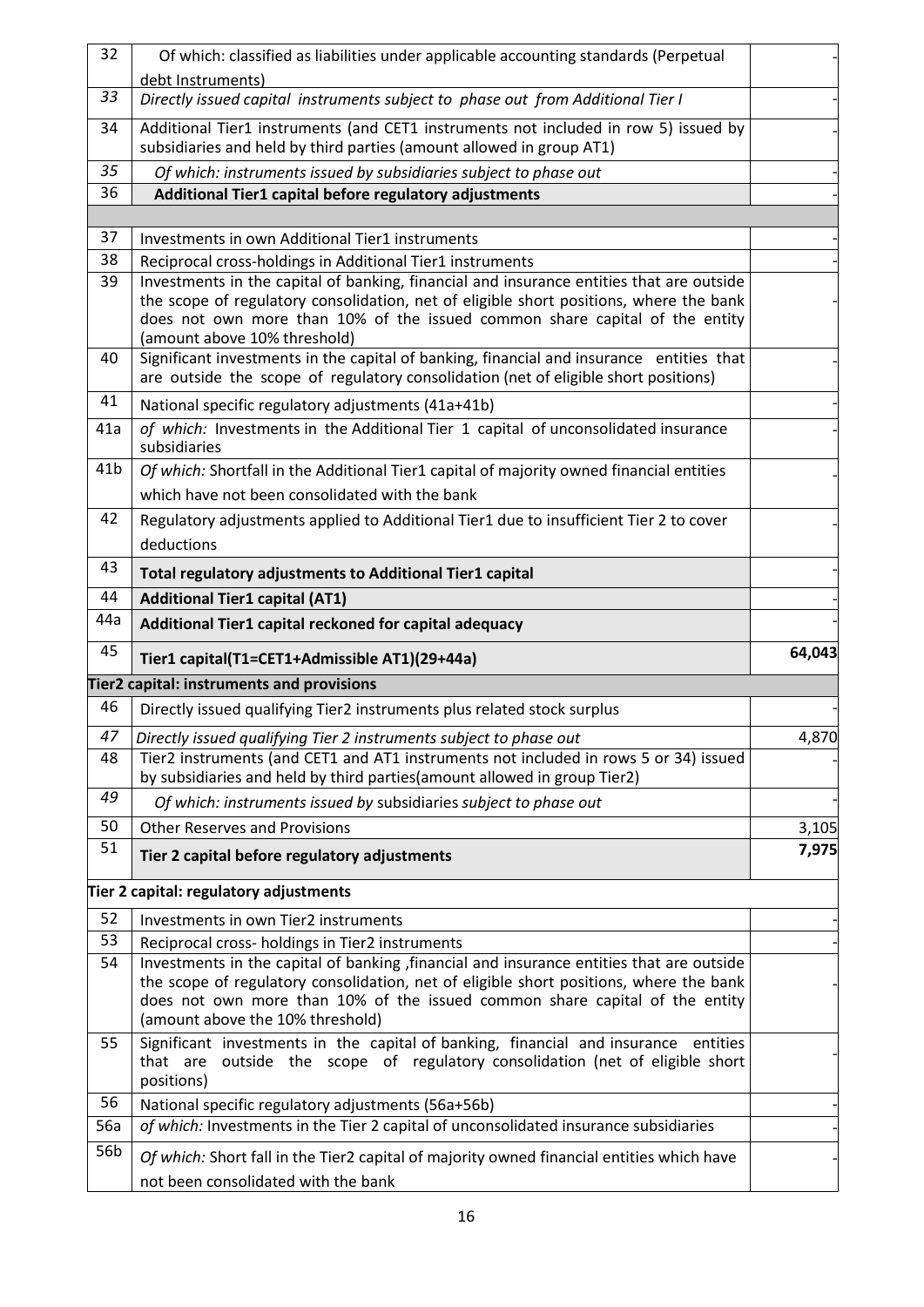| | | |
|---|---|---|
| 32 | Of which: classified as liabilities under applicable accounting standards (Perpetual debt Instruments) | - |
| *33* | *Directly issued capital instruments subject to phase out from Additional Tier I* | - |
| 34 | Additional Tier1 instruments (and CET1 instruments not included in row 5) issued by subsidiaries and held by third parties (amount allowed in group AT1) | - |
| *35* | *Of which: instruments issued by subsidiaries subject to phase out* | - |
| 36 | **Additional Tier1 capital before regulatory adjustments** | - |
| | | |
| 37 | Investments in own Additional Tier1 instruments | - |
| 38 | Reciprocal cross-holdings in Additional Tier1 instruments | - |
| 39 | Investments in the capital of banking, financial and insurance entities that are outside the scope of regulatory consolidation, net of eligible short positions, where the bank does not own more than 10% of the issued common share capital of the entity (amount above 10% threshold) | - |
| 40 | Significant investments in the capital of banking, financial and insurance entities that are outside the scope of regulatory consolidation (net of eligible short positions) | - |
| 41 | National specific regulatory adjustments (41a+41b) | - |
| 41a | *of which:* Investments in the Additional Tier 1 capital of unconsolidated insurance subsidiaries | - |
| 41b | *Of which:* Shortfall in the Additional Tier1 capital of majority owned financial entities which have not been consolidated with the bank | - |
| 42 | Regulatory adjustments applied to Additional Tier1 due to insufficient Tier 2 to cover deductions | - |
| 43 | **Total regulatory adjustments to Additional Tier1 capital** | - |
| 44 | **Additional Tier1 capital (AT1)** | - |
| 44a | **Additional Tier1 capital reckoned for capital adequacy** | - |
| 45 | **Tier1 capital(T1=CET1+Admissible AT1)(29+44a)** | **64,043** |
| **Tier2 capital: instruments and provisions** | | |
| 46 | Directly issued qualifying Tier2 instruments plus related stock surplus | - |
| *47* | *Directly issued qualifying Tier 2 instruments subject to phase out* | 4,870 |
| 48 | Tier2 instruments (and CET1 and AT1 instruments not included in rows 5 or 34) issued by subsidiaries and held by third parties(amount allowed in group Tier2) | - |
| *49* | *Of which: instruments issued by* subsidiaries *subject to phase out* | - |
| 50 | Other Reserves and Provisions | 3,105 |
| 51 | **Tier 2 capital before regulatory adjustments** | **7,975** |
| **Tier 2 capital: regulatory adjustments** | | |
| 52 | Investments in own Tier2 instruments | - |
| 53 | Reciprocal cross- holdings in Tier2 instruments | - |
| 54 | Investments in the capital of banking ,financial and insurance entities that are outside the scope of regulatory consolidation, net of eligible short positions, where the bank does not own more than 10% of the issued common share capital of the entity (amount above the 10% threshold) | - |
| 55 | Significant investments in the capital of banking, financial and insurance entities that are outside the scope of regulatory consolidation (net of eligible short positions) | - |
| 56 | National specific regulatory adjustments (56a+56b) | - |
| 56a | *of which:* Investments in the Tier 2 capital of unconsolidated insurance subsidiaries | - |
| 56b | *Of which:* Short fall in the Tier2 capital of majority owned financial entities which have not been consolidated with the bank | - |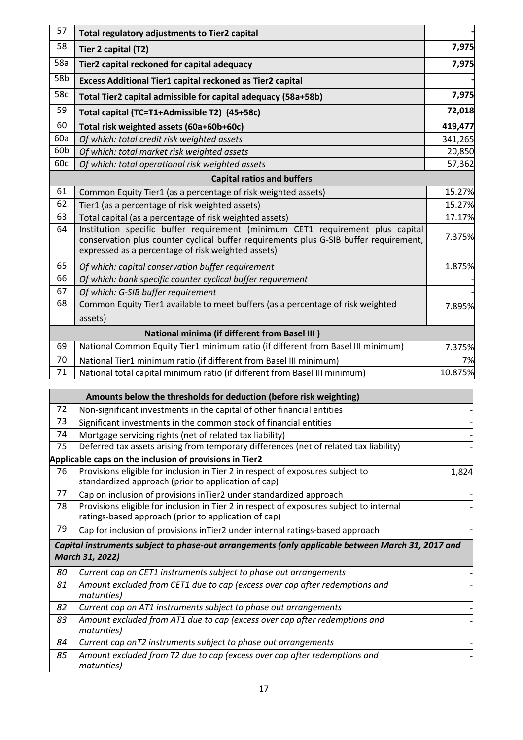| | | |
|---|---|---|
| 57 | **Total regulatory adjustments to Tier2 capital** | - |
| 58 | **Tier 2 capital (T2)** | **7,975** |
| 58a | **Tier2 capital reckoned for capital adequacy** | **7,975** |
| 58b | **Excess Additional Tier1 capital reckoned as Tier2 capital** | - |
| 58c | **Total Tier2 capital admissible for capital adequacy (58a+58b)** | **7,975** |
| 59 | **Total capital (TC=T1+Admissible T2) (45+58c)** | **72,018** |
| 60 | **Total risk weighted assets (60a+60b+60c)** | **419,477** |
| 60a | *Of which: total credit risk weighted assets* | 341,265 |
| 60b | *Of which: total market risk weighted assets* | 20,850 |
| 60c | *Of which: total operational risk weighted assets* | 57,362 |
| | **Capital ratios and buffers** | |
| 61 | Common Equity Tier1 (as a percentage of risk weighted assets) | 15.27% |
| 62 | Tier1 (as a percentage of risk weighted assets) | 15.27% |
| 63 | Total capital (as a percentage of risk weighted assets) | 17.17% |
| 64 | Institution specific buffer requirement (minimum CET1 requirement plus capital conservation plus counter cyclical buffer requirements plus G-SIB buffer requirement, expressed as a percentage of risk weighted assets) | 7.375% |
| 65 | *Of which: capital conservation buffer requirement* | 1.875% |
| 66 | *Of which: bank specific counter cyclical buffer requirement* | - |
| 67 | *Of which: G-SIB buffer requirement* | - |
| 68 | Common Equity Tier1 available to meet buffers (as a percentage of risk weighted assets) | 7.895% |
| | **National minima (if different from Basel III )** | |
| 69 | National Common Equity Tier1 minimum ratio (if different from Basel III minimum) | 7.375% |
| 70 | National Tier1 minimum ratio (if different from Basel III minimum) | 7% |
| 71 | National total capital minimum ratio (if different from Basel III minimum) | 10.875% |

| | | |
|---|---|---|
| | **Amounts below the thresholds for deduction (before risk weighting)** | |
| 72 | Non-significant investments in the capital of other financial entities | - |
| 73 | Significant investments in the common stock of financial entities | - |
| 74 | Mortgage servicing rights (net of related tax liability) | - |
| 75 | Deferred tax assets arising from temporary differences (net of related tax liability) | - |
| | **Applicable caps on the inclusion of provisions in Tier2** | |
| 76 | Provisions eligible for inclusion in Tier 2 in respect of exposures subject to standardized approach (prior to application of cap) | 1,824 |
| 77 | Cap on inclusion of provisions inTier2 under standardized approach | - |
| 78 | Provisions eligible for inclusion in Tier 2 in respect of exposures subject to internal ratings-based approach (prior to application of cap) | - |
| 79 | Cap for inclusion of provisions inTier2 under internal ratings-based approach | - |
| | ***Capital instruments subject to phase-out arrangements (only applicable between March 31, 2017 and March 31, 2022)*** | |
| *80* | *Current cap on CET1 instruments subject to phase out arrangements* | - |
| *81* | *Amount excluded from CET1 due to cap (excess over cap after redemptions and maturities)* | - |
| *82* | *Current cap on AT1 instruments subject to phase out arrangements* | - |
| *83* | *Amount excluded from AT1 due to cap (excess over cap after redemptions and maturities)* | - |
| *84* | *Current cap onT2 instruments subject to phase out arrangements* | - |
| *85* | *Amount excluded from T2 due to cap (excess over cap after redemptions and maturities)* | - |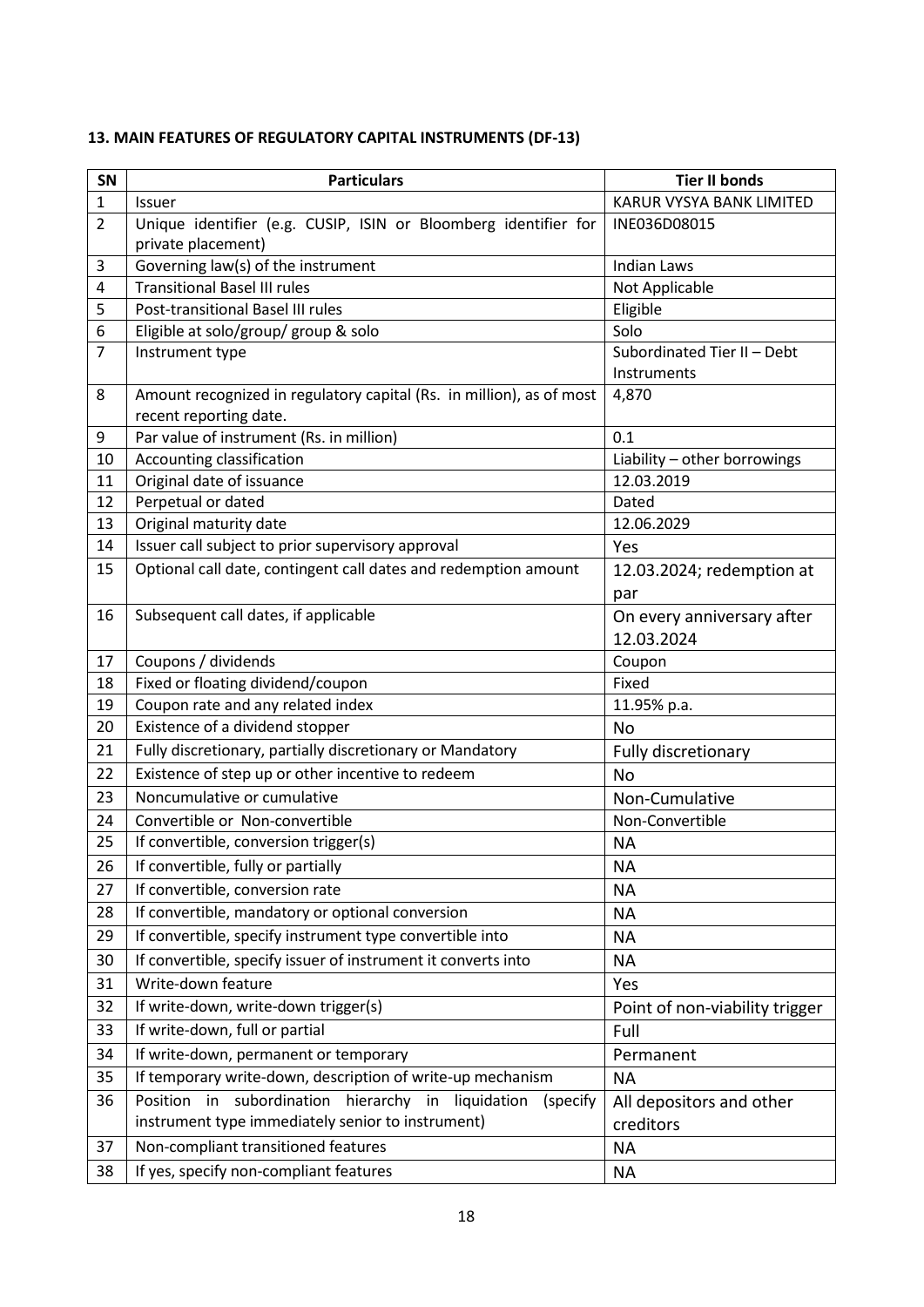**13. MAIN FEATURES OF REGULATORY CAPITAL INSTRUMENTS (DF-13)**

| SN | Particulars | Tier II bonds |
|---|---|---|
| 1 | Issuer | KARUR VYSYA BANK LIMITED |
| 2 | Unique identifier (e.g. CUSIP, ISIN or Bloomberg identifier for private placement) | INE036D08015 |
| 3 | Governing law(s) of the instrument | Indian Laws |
| 4 | Transitional Basel III rules | Not Applicable |
| 5 | Post-transitional Basel III rules | Eligible |
| 6 | Eligible at solo/group/ group & solo | Solo |
| 7 | Instrument type | Subordinated Tier II – Debt Instruments |
| 8 | Amount recognized in regulatory capital (Rs. in million), as of most recent reporting date. | 4,870 |
| 9 | Par value of instrument (Rs. in million) | 0.1 |
| 10 | Accounting classification | Liability – other borrowings |
| 11 | Original date of issuance | 12.03.2019 |
| 12 | Perpetual or dated | Dated |
| 13 | Original maturity date | 12.06.2029 |
| 14 | Issuer call subject to prior supervisory approval | Yes |
| 15 | Optional call date, contingent call dates and redemption amount | 12.03.2024; redemption at par |
| 16 | Subsequent call dates, if applicable | On every anniversary after 12.03.2024 |
| 17 | Coupons / dividends | Coupon |
| 18 | Fixed or floating dividend/coupon | Fixed |
| 19 | Coupon rate and any related index | 11.95% p.a. |
| 20 | Existence of a dividend stopper | No |
| 21 | Fully discretionary, partially discretionary or Mandatory | Fully discretionary |
| 22 | Existence of step up or other incentive to redeem | No |
| 23 | Noncumulative or cumulative | Non-Cumulative |
| 24 | Convertible or Non-convertible | Non-Convertible |
| 25 | If convertible, conversion trigger(s) | NA |
| 26 | If convertible, fully or partially | NA |
| 27 | If convertible, conversion rate | NA |
| 28 | If convertible, mandatory or optional conversion | NA |
| 29 | If convertible, specify instrument type convertible into | NA |
| 30 | If convertible, specify issuer of instrument it converts into | NA |
| 31 | Write-down feature | Yes |
| 32 | If write-down, write-down trigger(s) | Point of non-viability trigger |
| 33 | If write-down, full or partial | Full |
| 34 | If write-down, permanent or temporary | Permanent |
| 35 | If temporary write-down, description of write-up mechanism | NA |
| 36 | Position in subordination hierarchy in liquidation (specify instrument type immediately senior to instrument) | All depositors and other creditors |
| 37 | Non-compliant transitioned features | NA |
| 38 | If yes, specify non-compliant features | NA |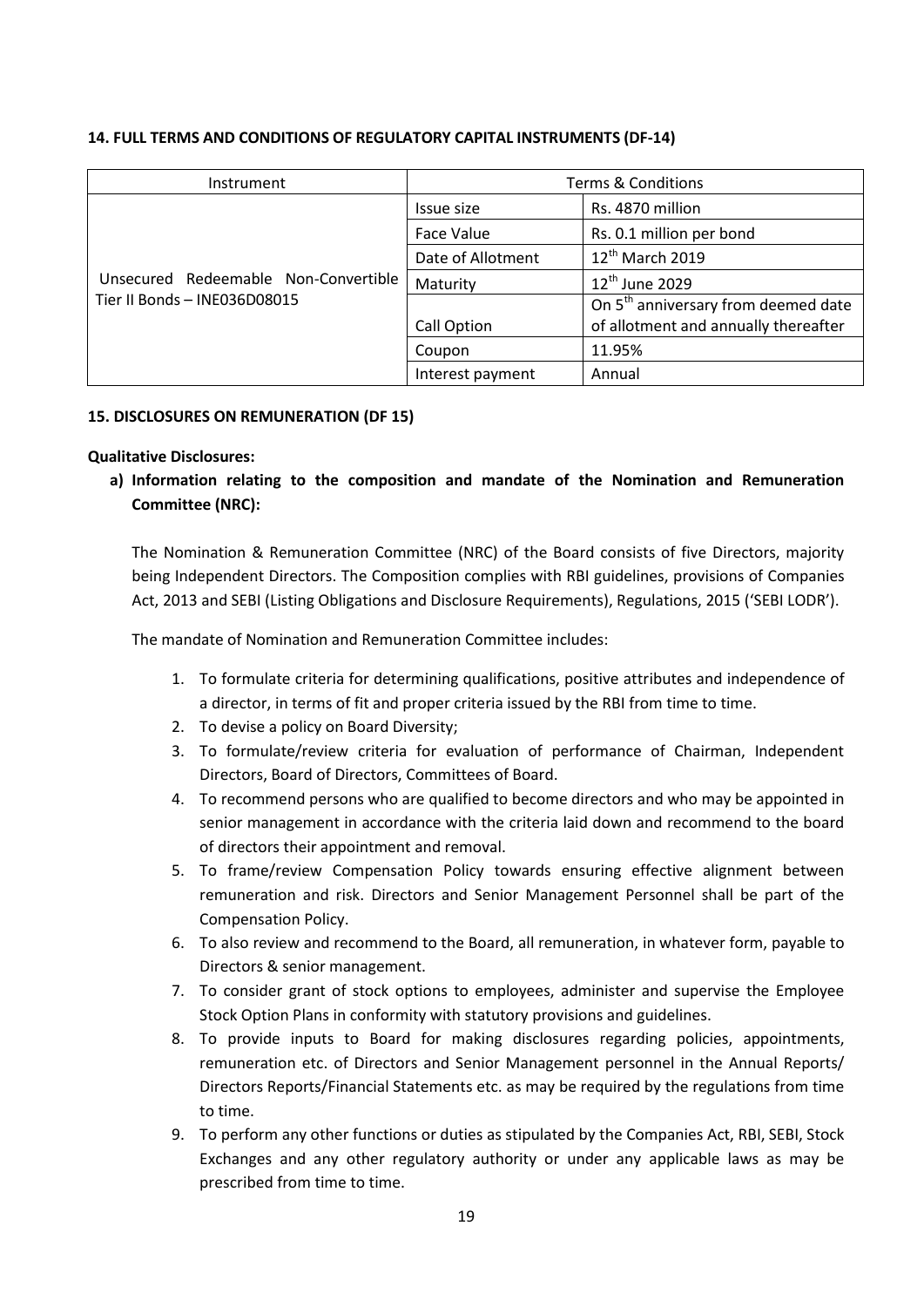**14. FULL TERMS AND CONDITIONS OF REGULATORY CAPITAL INSTRUMENTS (DF-14)**

| Instrument | Terms & Conditions | |
|---|---|---|
| Unsecured Redeemable Non-Convertible Tier II Bonds – INE036D08015 | Issue size | Rs. 4870 million |
| | Face Value | Rs. 0.1 million per bond |
| | Date of Allotment | 12th March 2019 |
| | Maturity | 12th June 2029 |
| | Call Option | On 5th anniversary from deemed date of allotment and annually thereafter |
| | Coupon | 11.95% |
| | Interest payment | Annual |

**15. DISCLOSURES ON REMUNERATION (DF 15)**

**Qualitative Disclosures:**

**a) Information relating to the composition and mandate of the Nomination and Remuneration Committee (NRC):**

The Nomination & Remuneration Committee (NRC) of the Board consists of five Directors, majority being Independent Directors. The Composition complies with RBI guidelines, provisions of Companies Act, 2013 and SEBI (Listing Obligations and Disclosure Requirements), Regulations, 2015 ('SEBI LODR').

The mandate of Nomination and Remuneration Committee includes:

1. To formulate criteria for determining qualifications, positive attributes and independence of a director, in terms of fit and proper criteria issued by the RBI from time to time.
2. To devise a policy on Board Diversity;
3. To formulate/review criteria for evaluation of performance of Chairman, Independent Directors, Board of Directors, Committees of Board.
4. To recommend persons who are qualified to become directors and who may be appointed in senior management in accordance with the criteria laid down and recommend to the board of directors their appointment and removal.
5. To frame/review Compensation Policy towards ensuring effective alignment between remuneration and risk. Directors and Senior Management Personnel shall be part of the Compensation Policy.
6. To also review and recommend to the Board, all remuneration, in whatever form, payable to Directors & senior management.
7. To consider grant of stock options to employees, administer and supervise the Employee Stock Option Plans in conformity with statutory provisions and guidelines.
8. To provide inputs to Board for making disclosures regarding policies, appointments, remuneration etc. of Directors and Senior Management personnel in the Annual Reports/ Directors Reports/Financial Statements etc. as may be required by the regulations from time to time.
9. To perform any other functions or duties as stipulated by the Companies Act, RBI, SEBI, Stock Exchanges and any other regulatory authority or under any applicable laws as may be prescribed from time to time.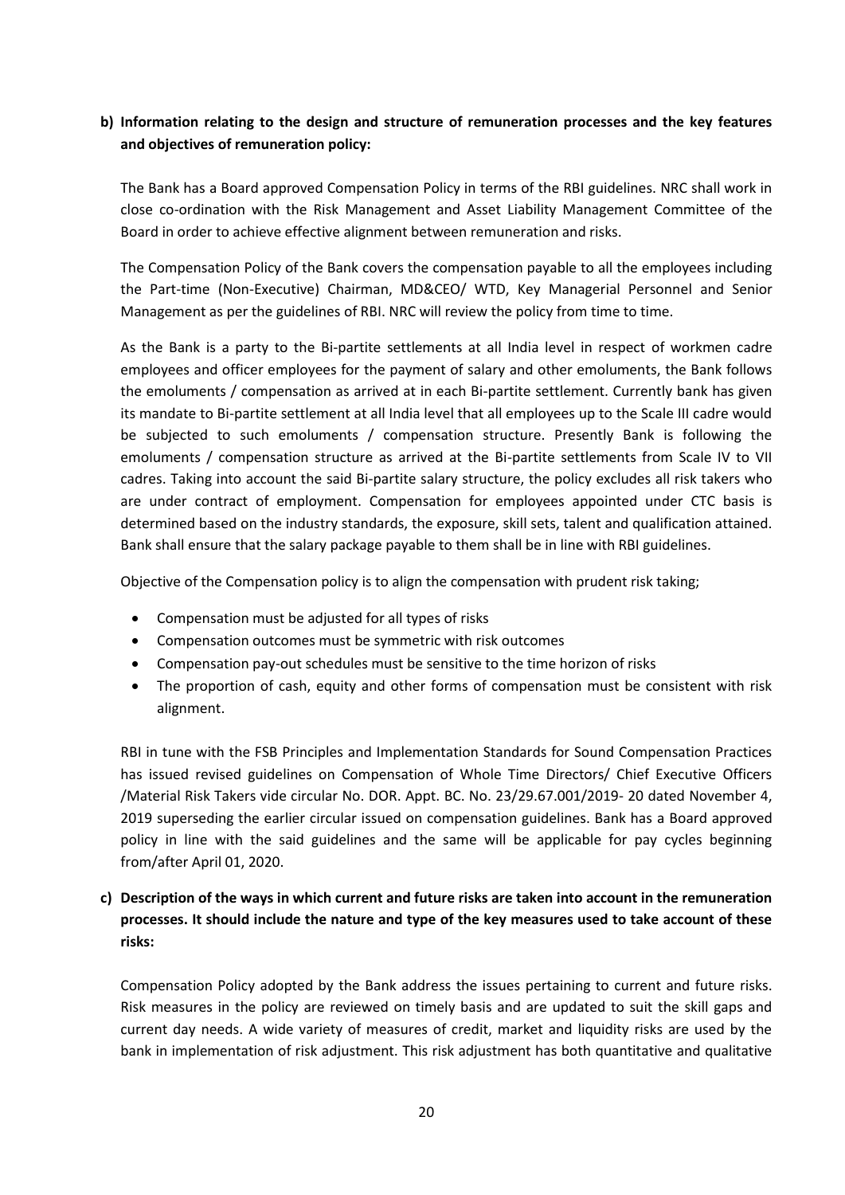**b) Information relating to the design and structure of remuneration processes and the key features and objectives of remuneration policy:**

The Bank has a Board approved Compensation Policy in terms of the RBI guidelines. NRC shall work in close co-ordination with the Risk Management and Asset Liability Management Committee of the Board in order to achieve effective alignment between remuneration and risks.

The Compensation Policy of the Bank covers the compensation payable to all the employees including the Part-time (Non-Executive) Chairman, MD&CEO/ WTD, Key Managerial Personnel and Senior Management as per the guidelines of RBI. NRC will review the policy from time to time.

As the Bank is a party to the Bi-partite settlements at all India level in respect of workmen cadre employees and officer employees for the payment of salary and other emoluments, the Bank follows the emoluments / compensation as arrived at in each Bi-partite settlement. Currently bank has given its mandate to Bi-partite settlement at all India level that all employees up to the Scale III cadre would be subjected to such emoluments / compensation structure. Presently Bank is following the emoluments / compensation structure as arrived at the Bi-partite settlements from Scale IV to VII cadres. Taking into account the said Bi-partite salary structure, the policy excludes all risk takers who are under contract of employment. Compensation for employees appointed under CTC basis is determined based on the industry standards, the exposure, skill sets, talent and qualification attained. Bank shall ensure that the salary package payable to them shall be in line with RBI guidelines.

Objective of the Compensation policy is to align the compensation with prudent risk taking;

- Compensation must be adjusted for all types of risks
- Compensation outcomes must be symmetric with risk outcomes
- Compensation pay-out schedules must be sensitive to the time horizon of risks
- The proportion of cash, equity and other forms of compensation must be consistent with risk alignment.

RBI in tune with the FSB Principles and Implementation Standards for Sound Compensation Practices has issued revised guidelines on Compensation of Whole Time Directors/ Chief Executive Officers /Material Risk Takers vide circular No. DOR. Appt. BC. No. 23/29.67.001/2019- 20 dated November 4, 2019 superseding the earlier circular issued on compensation guidelines. Bank has a Board approved policy in line with the said guidelines and the same will be applicable for pay cycles beginning from/after April 01, 2020.

**c) Description of the ways in which current and future risks are taken into account in the remuneration processes. It should include the nature and type of the key measures used to take account of these risks:**

Compensation Policy adopted by the Bank address the issues pertaining to current and future risks. Risk measures in the policy are reviewed on timely basis and are updated to suit the skill gaps and current day needs. A wide variety of measures of credit, market and liquidity risks are used by the bank in implementation of risk adjustment. This risk adjustment has both quantitative and qualitative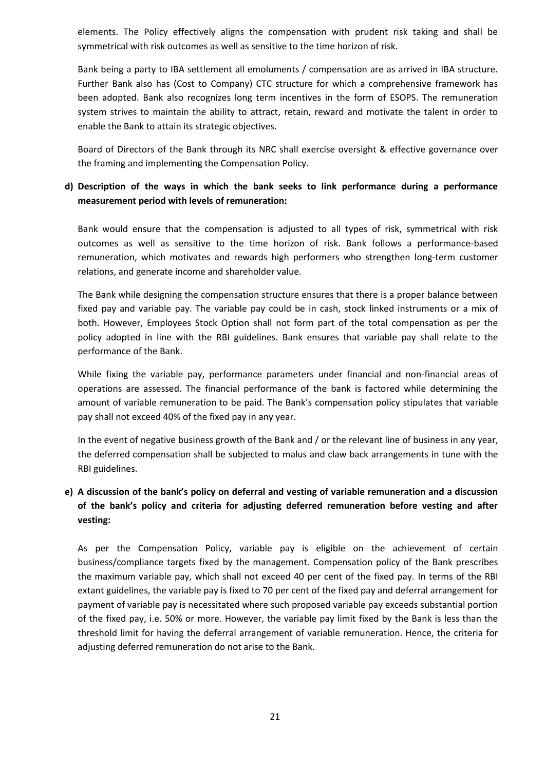elements. The Policy effectively aligns the compensation with prudent risk taking and shall be symmetrical with risk outcomes as well as sensitive to the time horizon of risk.

Bank being a party to IBA settlement all emoluments / compensation are as arrived in IBA structure. Further Bank also has (Cost to Company) CTC structure for which a comprehensive framework has been adopted. Bank also recognizes long term incentives in the form of ESOPS. The remuneration system strives to maintain the ability to attract, retain, reward and motivate the talent in order to enable the Bank to attain its strategic objectives.

Board of Directors of the Bank through its NRC shall exercise oversight & effective governance over the framing and implementing the Compensation Policy.

**d) Description of the ways in which the bank seeks to link performance during a performance measurement period with levels of remuneration:**

Bank would ensure that the compensation is adjusted to all types of risk, symmetrical with risk outcomes as well as sensitive to the time horizon of risk. Bank follows a performance-based remuneration, which motivates and rewards high performers who strengthen long-term customer relations, and generate income and shareholder value.

The Bank while designing the compensation structure ensures that there is a proper balance between fixed pay and variable pay. The variable pay could be in cash, stock linked instruments or a mix of both. However, Employees Stock Option shall not form part of the total compensation as per the policy adopted in line with the RBI guidelines. Bank ensures that variable pay shall relate to the performance of the Bank.

While fixing the variable pay, performance parameters under financial and non-financial areas of operations are assessed. The financial performance of the bank is factored while determining the amount of variable remuneration to be paid. The Bank's compensation policy stipulates that variable pay shall not exceed 40% of the fixed pay in any year.

In the event of negative business growth of the Bank and / or the relevant line of business in any year, the deferred compensation shall be subjected to malus and claw back arrangements in tune with the RBI guidelines.

**e) A discussion of the bank's policy on deferral and vesting of variable remuneration and a discussion of the bank's policy and criteria for adjusting deferred remuneration before vesting and after vesting:**

As per the Compensation Policy, variable pay is eligible on the achievement of certain business/compliance targets fixed by the management. Compensation policy of the Bank prescribes the maximum variable pay, which shall not exceed 40 per cent of the fixed pay. In terms of the RBI extant guidelines, the variable pay is fixed to 70 per cent of the fixed pay and deferral arrangement for payment of variable pay is necessitated where such proposed variable pay exceeds substantial portion of the fixed pay, i.e. 50% or more. However, the variable pay limit fixed by the Bank is less than the threshold limit for having the deferral arrangement of variable remuneration. Hence, the criteria for adjusting deferred remuneration do not arise to the Bank.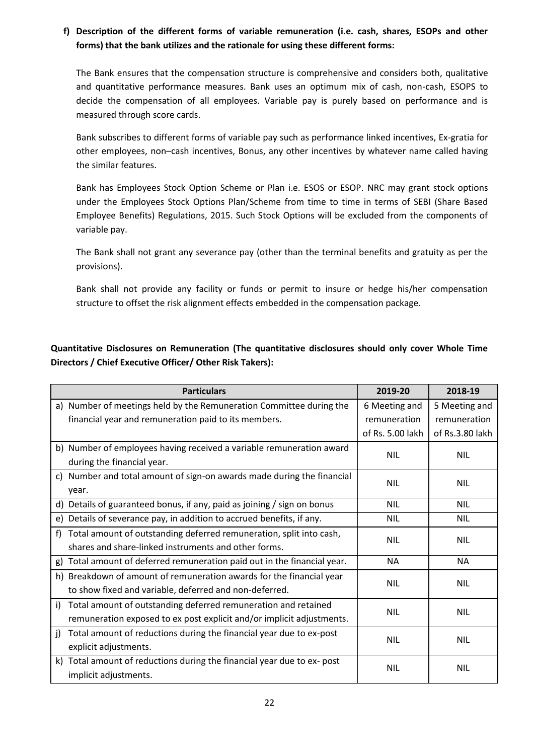**f) Description of the different forms of variable remuneration (i.e. cash, shares, ESOPs and other forms) that the bank utilizes and the rationale for using these different forms:**

The Bank ensures that the compensation structure is comprehensive and considers both, qualitative and quantitative performance measures. Bank uses an optimum mix of cash, non-cash, ESOPS to decide the compensation of all employees. Variable pay is purely based on performance and is measured through score cards.

Bank subscribes to different forms of variable pay such as performance linked incentives, Ex-gratia for other employees, non–cash incentives, Bonus, any other incentives by whatever name called having the similar features.

Bank has Employees Stock Option Scheme or Plan i.e. ESOS or ESOP. NRC may grant stock options under the Employees Stock Options Plan/Scheme from time to time in terms of SEBI (Share Based Employee Benefits) Regulations, 2015. Such Stock Options will be excluded from the components of variable pay.

The Bank shall not grant any severance pay (other than the terminal benefits and gratuity as per the provisions).

Bank shall not provide any facility or funds or permit to insure or hedge his/her compensation structure to offset the risk alignment effects embedded in the compensation package.

**Quantitative Disclosures on Remuneration (The quantitative disclosures should only cover Whole Time Directors / Chief Executive Officer/ Other Risk Takers):**

| Particulars | 2019-20 | 2018-19 |
|---|---|---|
| a) Number of meetings held by the Remuneration Committee during the financial year and remuneration paid to its members. | 6 Meeting and remuneration of Rs. 5.00 lakh | 5 Meeting and remuneration of Rs.3.80 lakh |
| b) Number of employees having received a variable remuneration award during the financial year. | NIL | NIL |
| c) Number and total amount of sign-on awards made during the financial year. | NIL | NIL |
| d) Details of guaranteed bonus, if any, paid as joining / sign on bonus | NIL | NIL |
| e) Details of severance pay, in addition to accrued benefits, if any. | NIL | NIL |
| f) Total amount of outstanding deferred remuneration, split into cash, shares and share-linked instruments and other forms. | NIL | NIL |
| g) Total amount of deferred remuneration paid out in the financial year. | NA | NA |
| h) Breakdown of amount of remuneration awards for the financial year to show fixed and variable, deferred and non-deferred. | NIL | NIL |
| i) Total amount of outstanding deferred remuneration and retained remuneration exposed to ex post explicit and/or implicit adjustments. | NIL | NIL |
| j) Total amount of reductions during the financial year due to ex-post explicit adjustments. | NIL | NIL |
| k) Total amount of reductions during the financial year due to ex- post implicit adjustments. | NIL | NIL |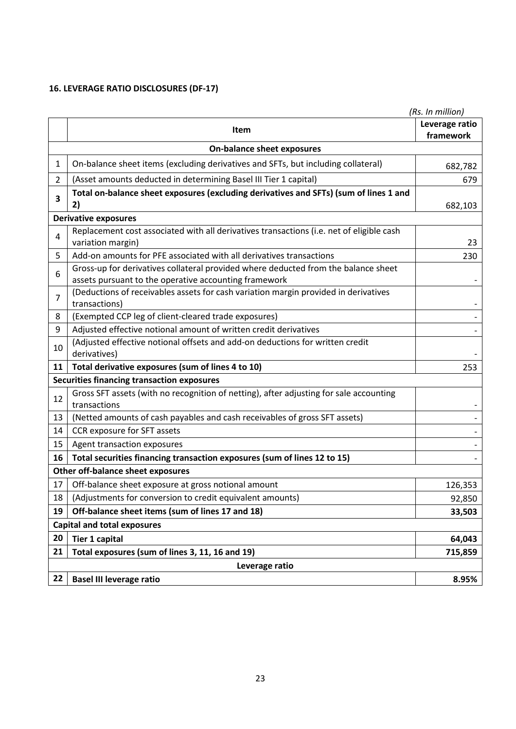### 16. LEVERAGE RATIO DISCLOSURES (DF-17)

*(Rs. In million)*

| | Item | Leverage ratio framework |
|---|---|---|
| | **On-balance sheet exposures** | |
| 1 | On-balance sheet items (excluding derivatives and SFTs, but including collateral) | 682,782 |
| 2 | (Asset amounts deducted in determining Basel III Tier 1 capital) | 679 |
| **3** | **Total on-balance sheet exposures (excluding derivatives and SFTs) (sum of lines 1 and 2)** | 682,103 |
| | **Derivative exposures** | |
| 4 | Replacement cost associated with all derivatives transactions (i.e. net of eligible cash variation margin) | 23 |
| 5 | Add-on amounts for PFE associated with all derivatives transactions | 230 |
| 6 | Gross-up for derivatives collateral provided where deducted from the balance sheet assets pursuant to the operative accounting framework | - |
| 7 | (Deductions of receivables assets for cash variation margin provided in derivatives transactions) | - |
| 8 | (Exempted CCP leg of client-cleared trade exposures) | - |
| 9 | Adjusted effective notional amount of written credit derivatives | - |
| 10 | (Adjusted effective notional offsets and add-on deductions for written credit derivatives) | - |
| **11** | **Total derivative exposures (sum of lines 4 to 10)** | 253 |
| | **Securities financing transaction exposures** | |
| 12 | Gross SFT assets (with no recognition of netting), after adjusting for sale accounting transactions | - |
| 13 | (Netted amounts of cash payables and cash receivables of gross SFT assets) | - |
| 14 | CCR exposure for SFT assets | - |
| 15 | Agent transaction exposures | - |
| **16** | **Total securities financing transaction exposures (sum of lines 12 to 15)** | - |
| | **Other off-balance sheet exposures** | |
| 17 | Off-balance sheet exposure at gross notional amount | 126,353 |
| 18 | (Adjustments for conversion to credit equivalent amounts) | 92,850 |
| **19** | **Off-balance sheet items (sum of lines 17 and 18)** | **33,503** |
| | **Capital and total exposures** | |
| **20** | **Tier 1 capital** | **64,043** |
| **21** | **Total exposures (sum of lines 3, 11, 16 and 19)** | **715,859** |
| | **Leverage ratio** | |
| **22** | **Basel III leverage ratio** | **8.95%** |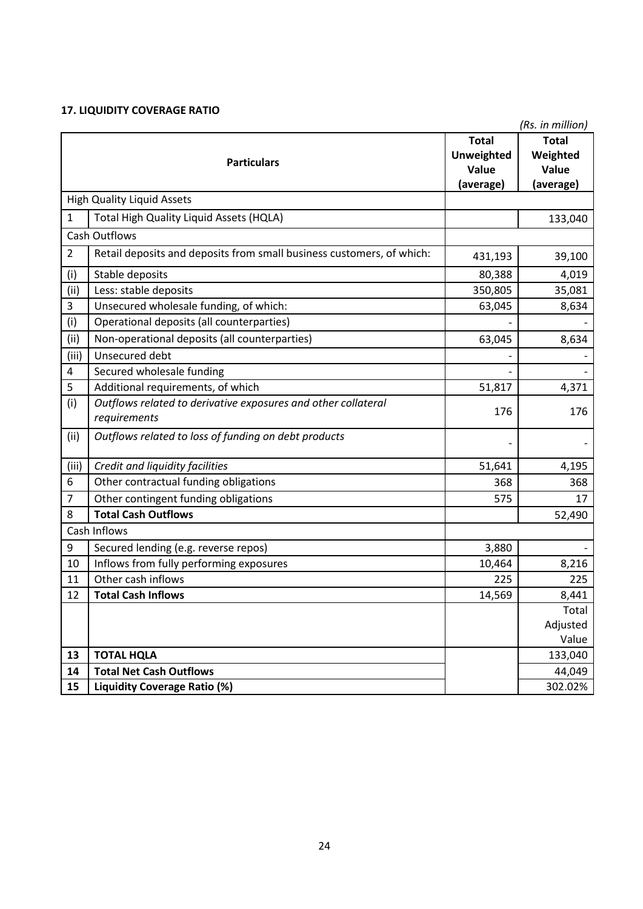**17. LIQUIDITY COVERAGE RATIO**

*(Rs. in million)*

| | Particulars | Total Unweighted Value (average) | Total Weighted Value (average) |
|---|---|---|---|
| | High Quality Liquid Assets | | |
| 1 | Total High Quality Liquid Assets (HQLA) | | 133,040 |
| | Cash Outflows | | |
| 2 | Retail deposits and deposits from small business customers, of which: | 431,193 | 39,100 |
| (i) | Stable deposits | 80,388 | 4,019 |
| (ii) | Less: stable deposits | 350,805 | 35,081 |
| 3 | Unsecured wholesale funding, of which: | 63,045 | 8,634 |
| (i) | Operational deposits (all counterparties) | - | - |
| (ii) | Non-operational deposits (all counterparties) | 63,045 | 8,634 |
| (iii) | Unsecured debt | - | - |
| 4 | Secured wholesale funding | - | - |
| 5 | Additional requirements, of which | 51,817 | 4,371 |
| (i) | *Outflows related to derivative exposures and other collateral requirements* | 176 | 176 |
| (ii) | *Outflows related to loss of funding on debt products* | - | - |
| (iii) | *Credit and liquidity facilities* | 51,641 | 4,195 |
| 6 | Other contractual funding obligations | 368 | 368 |
| 7 | Other contingent funding obligations | 575 | 17 |
| 8 | **Total Cash Outflows** | | 52,490 |
| | Cash Inflows | | |
| 9 | Secured lending (e.g. reverse repos) | 3,880 | - |
| 10 | Inflows from fully performing exposures | 10,464 | 8,216 |
| 11 | Other cash inflows | 225 | 225 |
| 12 | **Total Cash Inflows** | 14,569 | 8,441 |
| | | | Total Adjusted Value |
| **13** | **TOTAL HQLA** | | 133,040 |
| **14** | **Total Net Cash Outflows** | | 44,049 |
| **15** | **Liquidity Coverage Ratio (%)** | | 302.02% |